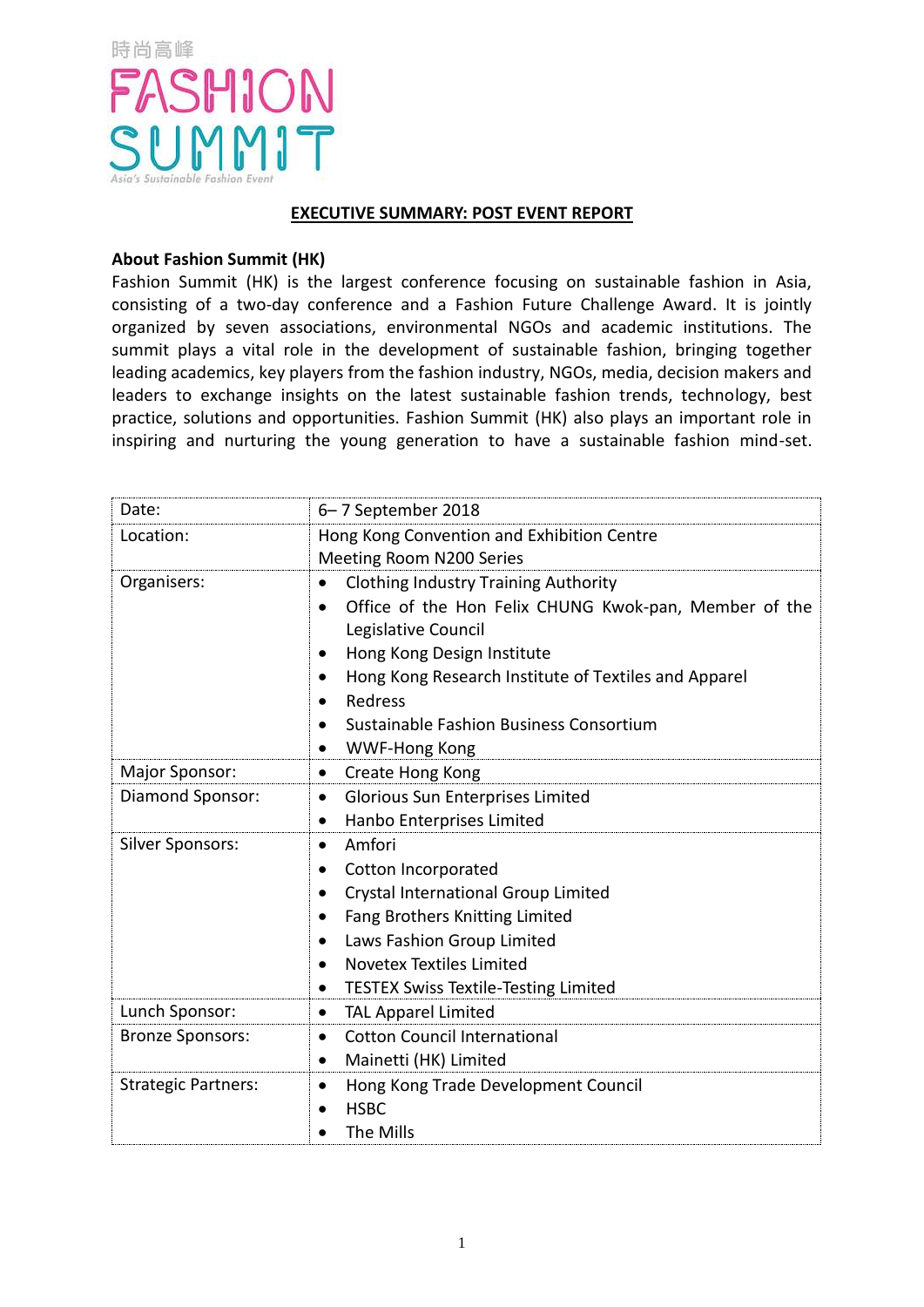時尚高峰

FASHION SUMMIT

*Asia's Sustainable Fashion Event*

# EXECUTIVE SUMMARY: POST EVENT REPORT

**About Fashion Summit (HK)**

Fashion Summit (HK) is the largest conference focusing on sustainable fashion in Asia, consisting of a two-day conference and a Fashion Future Challenge Award. It is jointly organized by seven associations, environmental NGOs and academic institutions. The summit plays a vital role in the development of sustainable fashion, bringing together leading academics, key players from the fashion industry, NGOs, media, decision makers and leaders to exchange insights on the latest sustainable fashion trends, technology, best practice, solutions and opportunities. Fashion Summit (HK) also plays an important role in inspiring and nurturing the young generation to have a sustainable fashion mind-set.

| | |
|---|---|
| Date: | 6– 7 September 2018 |
| Location: | Hong Kong Convention and Exhibition Centre<br>Meeting Room N200 Series |
| Organisers: | • Clothing Industry Training Authority<br>• Office of the Hon Felix CHUNG Kwok-pan, Member of the Legislative Council<br>• Hong Kong Design Institute<br>• Hong Kong Research Institute of Textiles and Apparel<br>• Redress<br>• Sustainable Fashion Business Consortium<br>• WWF-Hong Kong |
| Major Sponsor: | • Create Hong Kong |
| Diamond Sponsor: | • Glorious Sun Enterprises Limited<br>• Hanbo Enterprises Limited |
| Silver Sponsors: | • Amfori<br>• Cotton Incorporated<br>• Crystal International Group Limited<br>• Fang Brothers Knitting Limited<br>• Laws Fashion Group Limited<br>• Novetex Textiles Limited<br>• TESTEX Swiss Textile-Testing Limited |
| Lunch Sponsor: | • TAL Apparel Limited |
| Bronze Sponsors: | • Cotton Council International<br>• Mainetti (HK) Limited |
| Strategic Partners: | • Hong Kong Trade Development Council<br>• HSBC<br>• The Mills |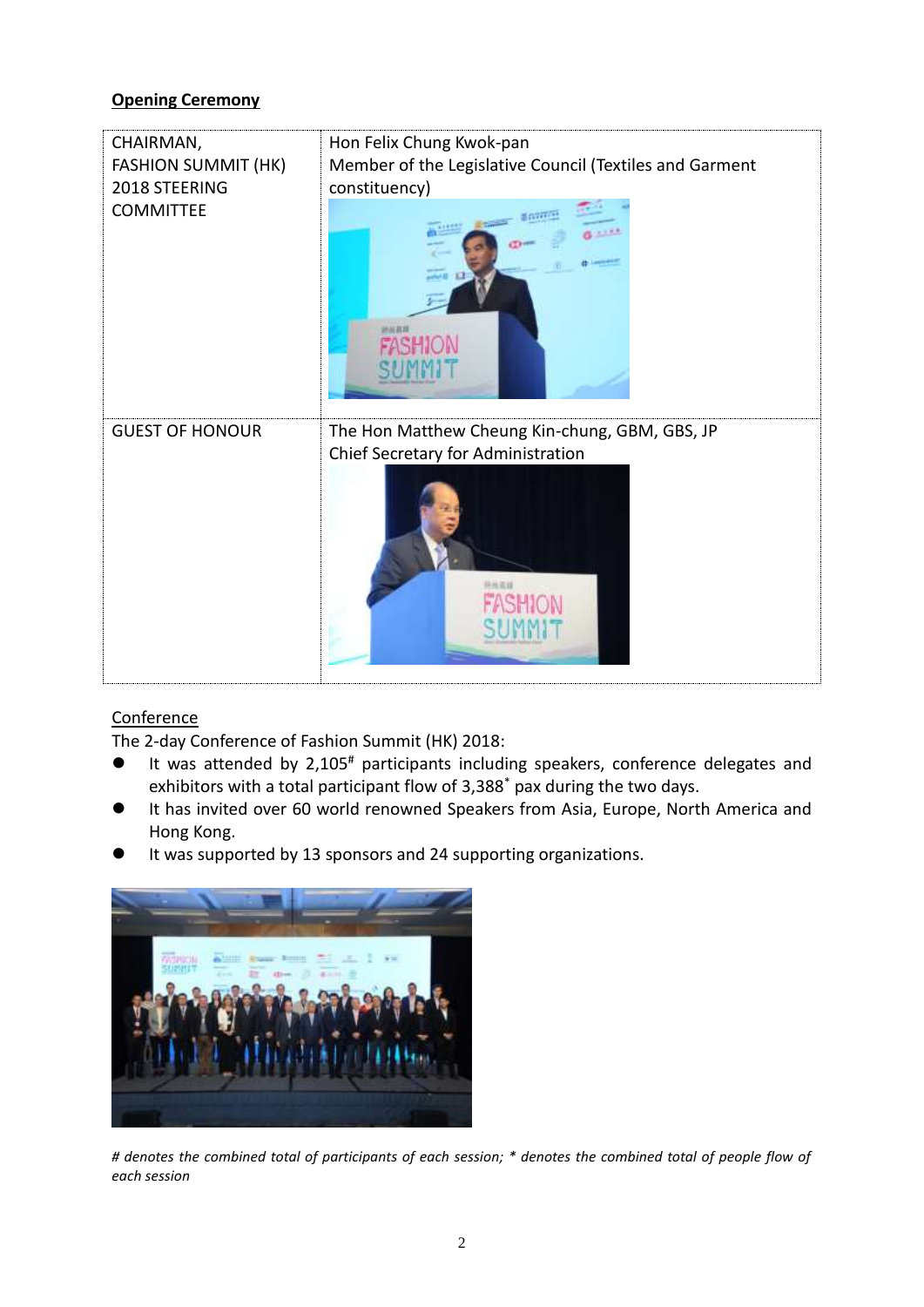**Opening Ceremony**

| | |
|---|---|
| CHAIRMAN, FASHION SUMMIT (HK) 2018 STEERING COMMITTEE | Hon Felix Chung Kwok-pan<br>Member of the Legislative Council (Textiles and Garment constituency) |
| GUEST OF HONOUR | The Hon Matthew Cheung Kin-chung, GBM, GBS, JP<br>Chief Secretary for Administration |

Conference

The 2-day Conference of Fashion Summit (HK) 2018:

- It was attended by 2,105# participants including speakers, conference delegates and exhibitors with a total participant flow of 3,388* pax during the two days.
- It has invited over 60 world renowned Speakers from Asia, Europe, North America and Hong Kong.
- It was supported by 13 sponsors and 24 supporting organizations.

*# denotes the combined total of participants of each session; * denotes the combined total of people flow of each session*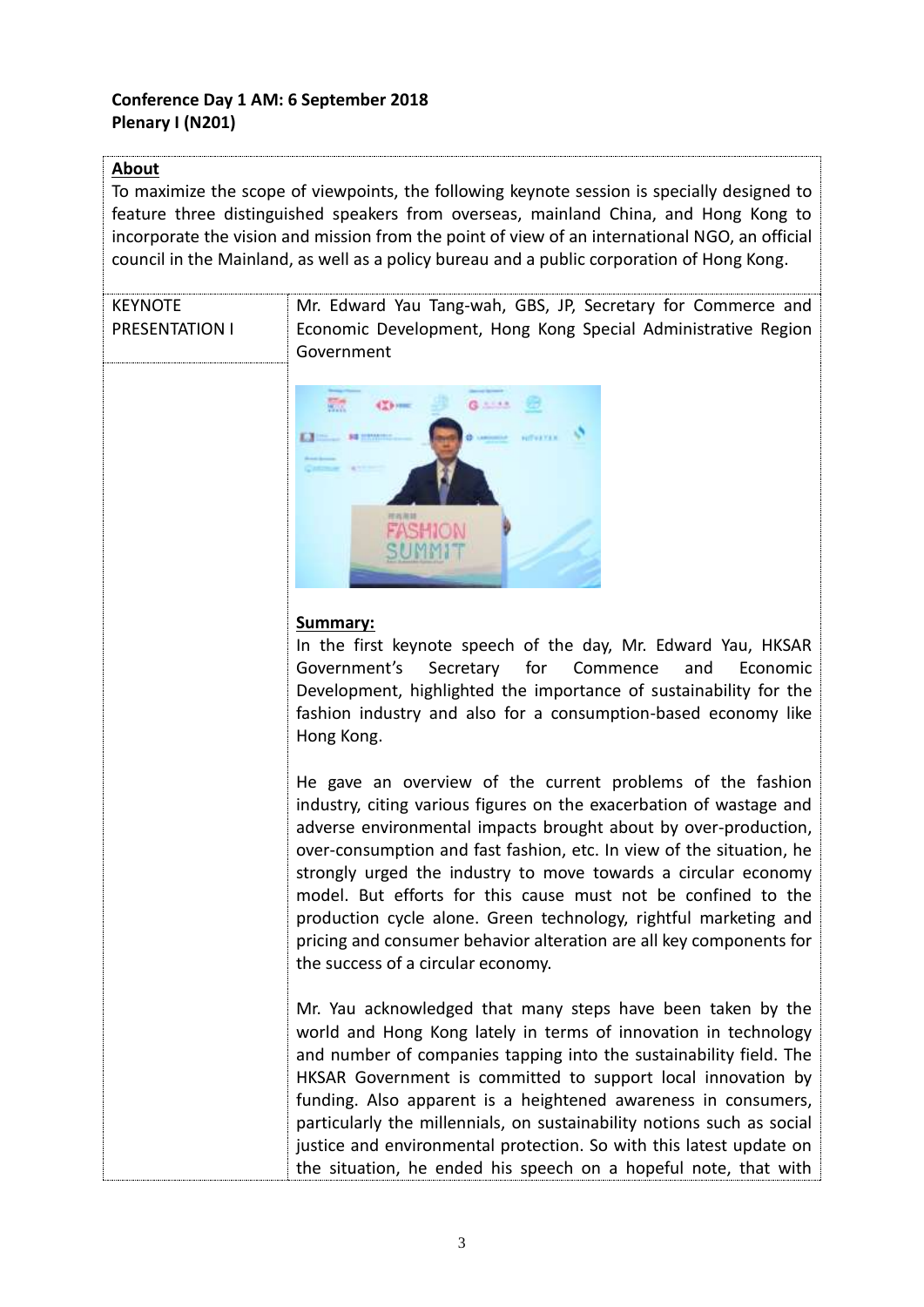**Conference Day 1 AM: 6 September 2018**
**Plenary I (N201)**

**About**

To maximize the scope of viewpoints, the following keynote session is specially designed to feature three distinguished speakers from overseas, mainland China, and Hong Kong to incorporate the vision and mission from the point of view of an international NGO, an official council in the Mainland, as well as a policy bureau and a public corporation of Hong Kong.

| | |
|---|---|
| KEYNOTE PRESENTATION I | Mr. Edward Yau Tang-wah, GBS, JP, Secretary for Commerce and Economic Development, Hong Kong Special Administrative Region Government |
| | **Summary:**<br><br>In the first keynote speech of the day, Mr. Edward Yau, HKSAR Government's Secretary for Commerce and Economic Development, highlighted the importance of sustainability for the fashion industry and also for a consumption-based economy like Hong Kong.<br><br>He gave an overview of the current problems of the fashion industry, citing various figures on the exacerbation of wastage and adverse environmental impacts brought about by over-production, over-consumption and fast fashion, etc. In view of the situation, he strongly urged the industry to move towards a circular economy model. But efforts for this cause must not be confined to the production cycle alone. Green technology, rightful marketing and pricing and consumer behavior alteration are all key components for the success of a circular economy.<br><br>Mr. Yau acknowledged that many steps have been taken by the world and Hong Kong lately in terms of innovation in technology and number of companies tapping into the sustainability field. The HKSAR Government is committed to support local innovation by funding. Also apparent is a heightened awareness in consumers, particularly the millennials, on sustainability notions such as social justice and environmental protection. So with this latest update on the situation, he ended his speech on a hopeful note, that with |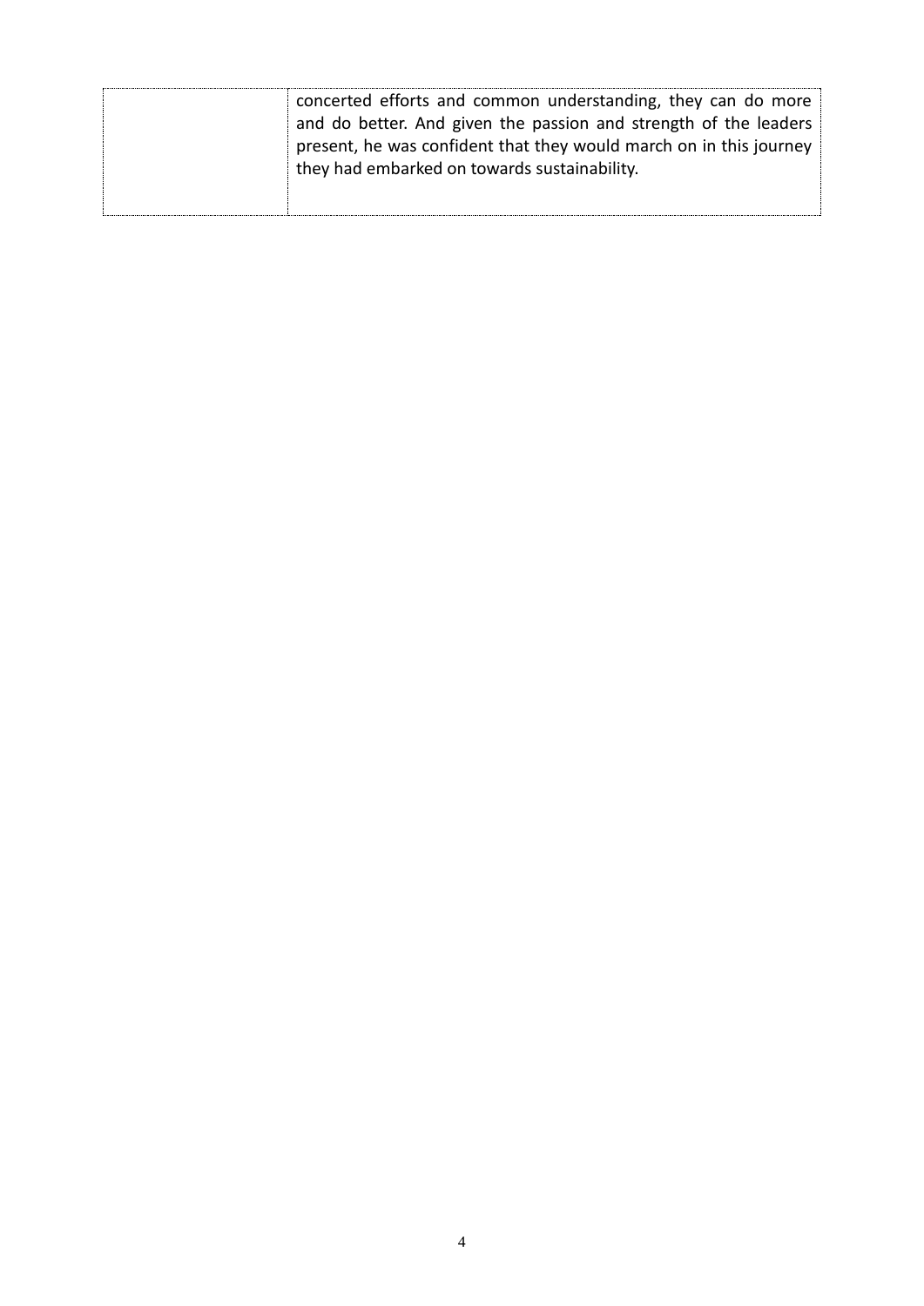| | |
|---|---|
| | concerted efforts and common understanding, they can do more and do better. And given the passion and strength of the leaders present, he was confident that they would march on in this journey they had embarked on towards sustainability. |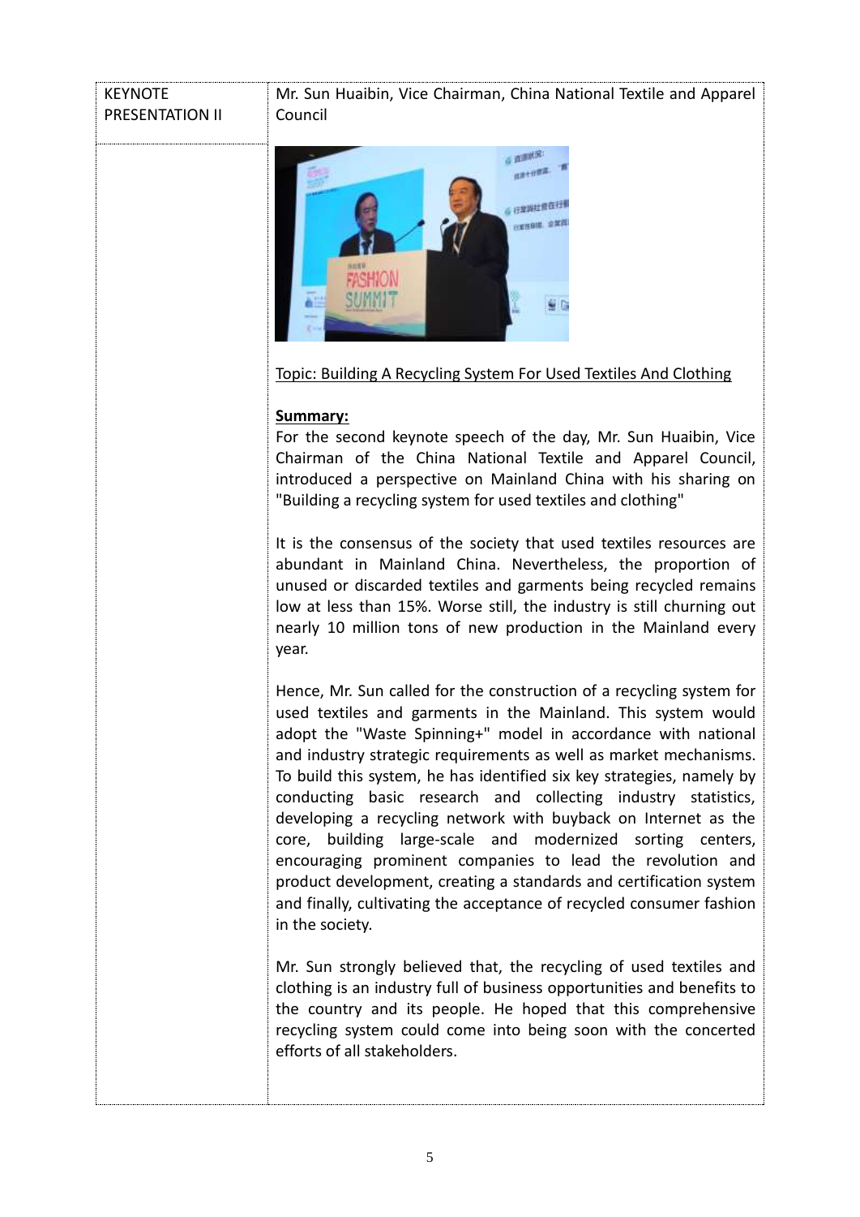| | |
|---|---|
| KEYNOTE PRESENTATION II | Mr. Sun Huaibin, Vice Chairman, China National Textile and Apparel Council |

Topic: Building A Recycling System For Used Textiles And Clothing

**Summary:**

For the second keynote speech of the day, Mr. Sun Huaibin, Vice Chairman of the China National Textile and Apparel Council, introduced a perspective on Mainland China with his sharing on "Building a recycling system for used textiles and clothing"

It is the consensus of the society that used textiles resources are abundant in Mainland China. Nevertheless, the proportion of unused or discarded textiles and garments being recycled remains low at less than 15%. Worse still, the industry is still churning out nearly 10 million tons of new production in the Mainland every year.

Hence, Mr. Sun called for the construction of a recycling system for used textiles and garments in the Mainland. This system would adopt the "Waste Spinning+" model in accordance with national and industry strategic requirements as well as market mechanisms. To build this system, he has identified six key strategies, namely by conducting basic research and collecting industry statistics, developing a recycling network with buyback on Internet as the core, building large-scale and modernized sorting centers, encouraging prominent companies to lead the revolution and product development, creating a standards and certification system and finally, cultivating the acceptance of recycled consumer fashion in the society.

Mr. Sun strongly believed that, the recycling of used textiles and clothing is an industry full of business opportunities and benefits to the country and its people. He hoped that this comprehensive recycling system could come into being soon with the concerted efforts of all stakeholders.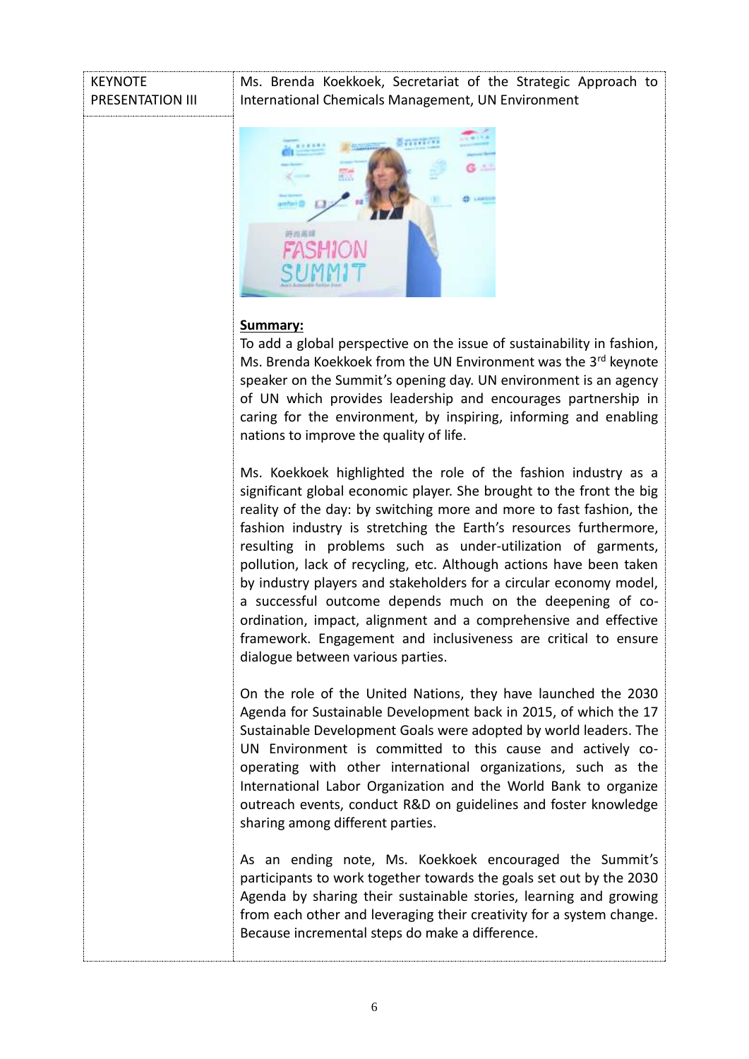| KEYNOTE PRESENTATION III | Ms. Brenda Koekkoek, Secretariat of the Strategic Approach to International Chemicals Management, UN Environment |
| --- | --- |

**Summary:**

To add a global perspective on the issue of sustainability in fashion, Ms. Brenda Koekkoek from the UN Environment was the 3rd keynote speaker on the Summit's opening day. UN environment is an agency of UN which provides leadership and encourages partnership in caring for the environment, by inspiring, informing and enabling nations to improve the quality of life.

Ms. Koekkoek highlighted the role of the fashion industry as a significant global economic player. She brought to the front the big reality of the day: by switching more and more to fast fashion, the fashion industry is stretching the Earth's resources furthermore, resulting in problems such as under-utilization of garments, pollution, lack of recycling, etc. Although actions have been taken by industry players and stakeholders for a circular economy model, a successful outcome depends much on the deepening of co-ordination, impact, alignment and a comprehensive and effective framework. Engagement and inclusiveness are critical to ensure dialogue between various parties.

On the role of the United Nations, they have launched the 2030 Agenda for Sustainable Development back in 2015, of which the 17 Sustainable Development Goals were adopted by world leaders. The UN Environment is committed to this cause and actively co-operating with other international organizations, such as the International Labor Organization and the World Bank to organize outreach events, conduct R&D on guidelines and foster knowledge sharing among different parties.

As an ending note, Ms. Koekkoek encouraged the Summit's participants to work together towards the goals set out by the 2030 Agenda by sharing their sustainable stories, learning and growing from each other and leveraging their creativity for a system change. Because incremental steps do make a difference.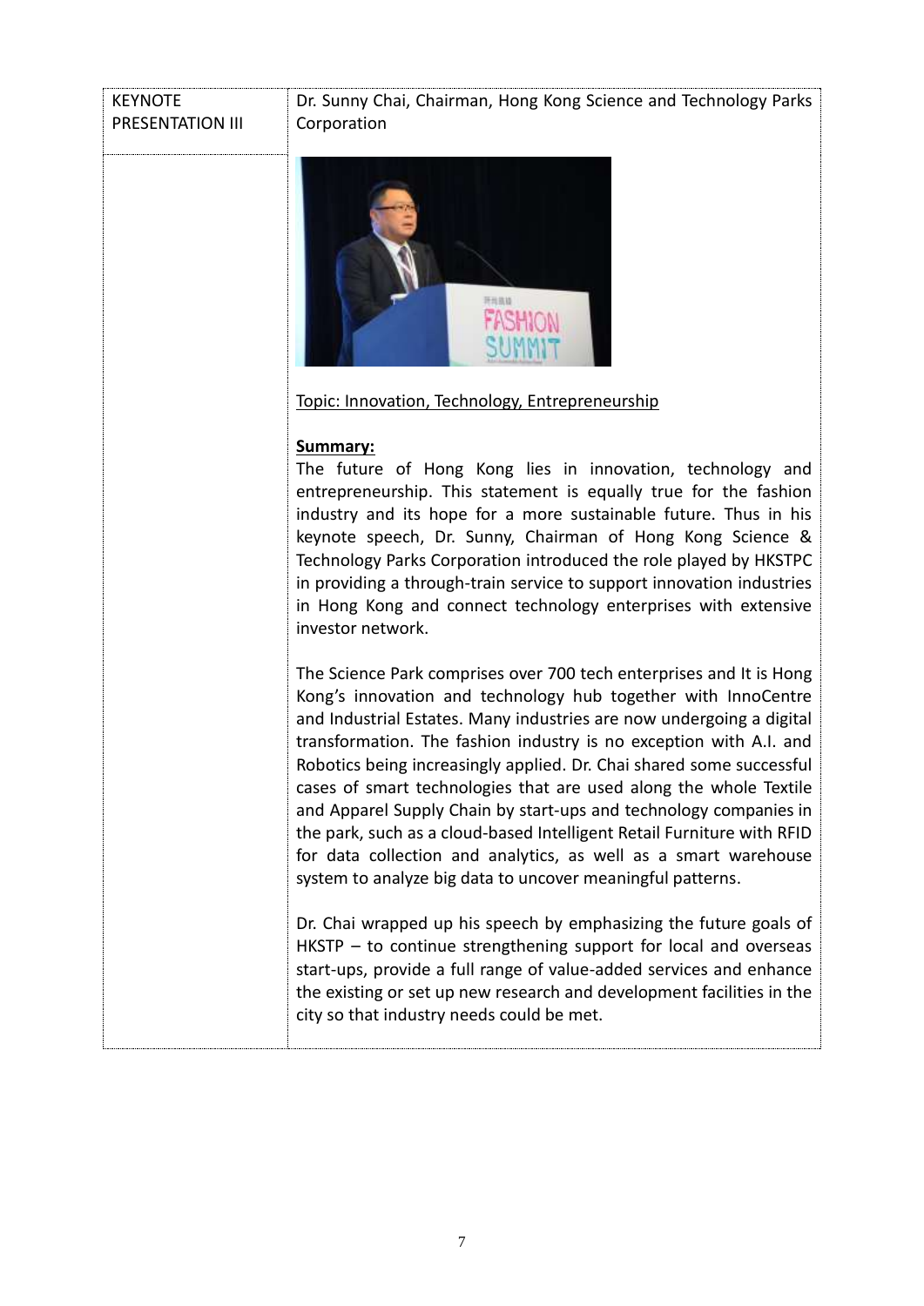| KEYNOTE PRESENTATION III | Dr. Sunny Chai, Chairman, Hong Kong Science and Technology Parks Corporation |
| --- | --- |
| | Topic: Innovation, Technology, Entrepreneurship<br><br>**Summary:**<br>The future of Hong Kong lies in innovation, technology and entrepreneurship. This statement is equally true for the fashion industry and its hope for a more sustainable future. Thus in his keynote speech, Dr. Sunny, Chairman of Hong Kong Science & Technology Parks Corporation introduced the role played by HKSTPC in providing a through-train service to support innovation industries in Hong Kong and connect technology enterprises with extensive investor network.<br><br>The Science Park comprises over 700 tech enterprises and It is Hong Kong's innovation and technology hub together with InnoCentre and Industrial Estates. Many industries are now undergoing a digital transformation. The fashion industry is no exception with A.I. and Robotics being increasingly applied. Dr. Chai shared some successful cases of smart technologies that are used along the whole Textile and Apparel Supply Chain by start-ups and technology companies in the park, such as a cloud-based Intelligent Retail Furniture with RFID for data collection and analytics, as well as a smart warehouse system to analyze big data to uncover meaningful patterns.<br><br>Dr. Chai wrapped up his speech by emphasizing the future goals of HKSTP – to continue strengthening support for local and overseas start-ups, provide a full range of value-added services and enhance the existing or set up new research and development facilities in the city so that industry needs could be met. |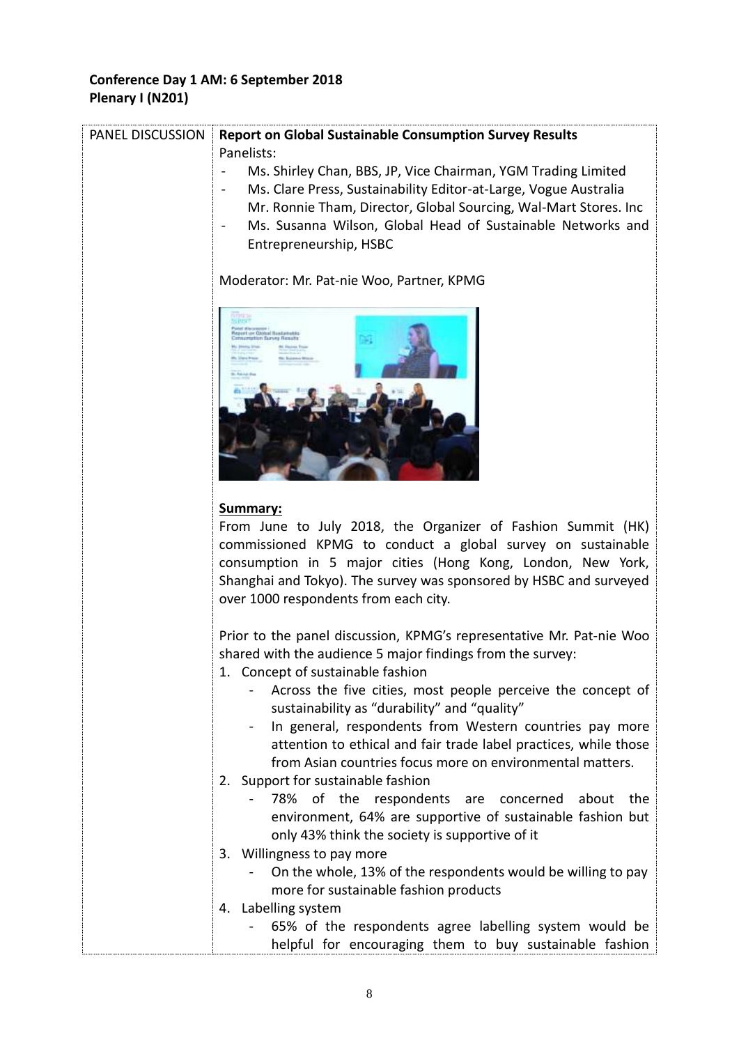**Conference Day 1 AM: 6 September 2018**
**Plenary I (N201)**

| | |
|---|---|
| PANEL DISCUSSION | **Report on Global Sustainable Consumption Survey Results** |

Panelists:

- Ms. Shirley Chan, BBS, JP, Vice Chairman, YGM Trading Limited
- Ms. Clare Press, Sustainability Editor-at-Large, Vogue Australia
  Mr. Ronnie Tham, Director, Global Sourcing, Wal-Mart Stores. Inc
- Ms. Susanna Wilson, Global Head of Sustainable Networks and Entrepreneurship, HSBC

Moderator: Mr. Pat-nie Woo, Partner, KPMG

**Summary:**

From June to July 2018, the Organizer of Fashion Summit (HK) commissioned KPMG to conduct a global survey on sustainable consumption in 5 major cities (Hong Kong, London, New York, Shanghai and Tokyo). The survey was sponsored by HSBC and surveyed over 1000 respondents from each city.

Prior to the panel discussion, KPMG's representative Mr. Pat-nie Woo shared with the audience 5 major findings from the survey:

1. Concept of sustainable fashion
   - Across the five cities, most people perceive the concept of sustainability as "durability" and "quality"
   - In general, respondents from Western countries pay more attention to ethical and fair trade label practices, while those from Asian countries focus more on environmental matters.
2. Support for sustainable fashion
   - 78% of the respondents are concerned about the environment, 64% are supportive of sustainable fashion but only 43% think the society is supportive of it
3. Willingness to pay more
   - On the whole, 13% of the respondents would be willing to pay more for sustainable fashion products
4. Labelling system
   - 65% of the respondents agree labelling system would be helpful for encouraging them to buy sustainable fashion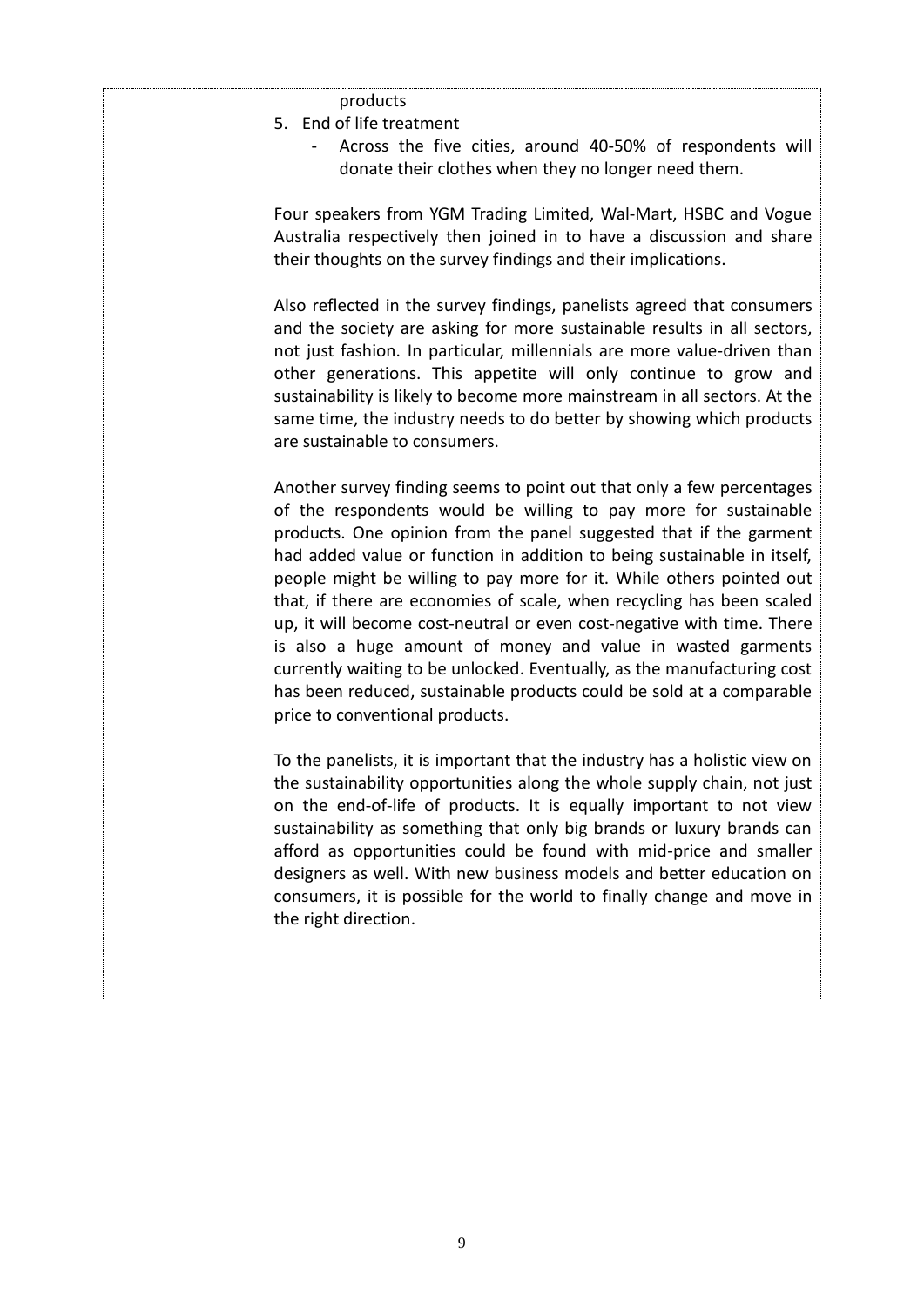products

5. End of life treatment
   - Across the five cities, around 40-50% of respondents will donate their clothes when they no longer need them.

Four speakers from YGM Trading Limited, Wal-Mart, HSBC and Vogue Australia respectively then joined in to have a discussion and share their thoughts on the survey findings and their implications.

Also reflected in the survey findings, panelists agreed that consumers and the society are asking for more sustainable results in all sectors, not just fashion. In particular, millennials are more value-driven than other generations. This appetite will only continue to grow and sustainability is likely to become more mainstream in all sectors. At the same time, the industry needs to do better by showing which products are sustainable to consumers.

Another survey finding seems to point out that only a few percentages of the respondents would be willing to pay more for sustainable products. One opinion from the panel suggested that if the garment had added value or function in addition to being sustainable in itself, people might be willing to pay more for it. While others pointed out that, if there are economies of scale, when recycling has been scaled up, it will become cost-neutral or even cost-negative with time. There is also a huge amount of money and value in wasted garments currently waiting to be unlocked. Eventually, as the manufacturing cost has been reduced, sustainable products could be sold at a comparable price to conventional products.

To the panelists, it is important that the industry has a holistic view on the sustainability opportunities along the whole supply chain, not just on the end-of-life of products. It is equally important to not view sustainability as something that only big brands or luxury brands can afford as opportunities could be found with mid-price and smaller designers as well. With new business models and better education on consumers, it is possible for the world to finally change and move in the right direction.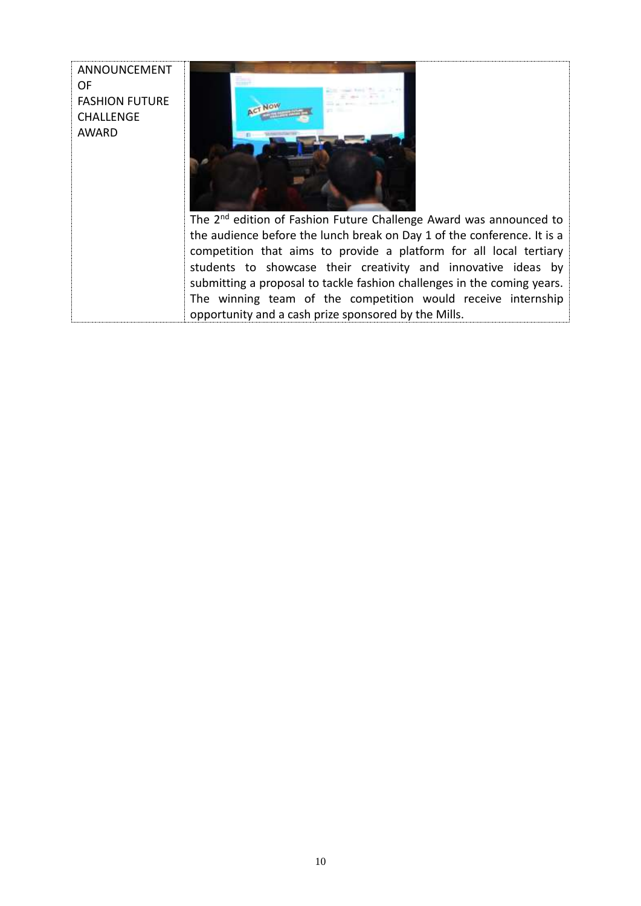| | |
|---|---|
| ANNOUNCEMENT OF FASHION FUTURE CHALLENGE AWARD | The 2nd edition of Fashion Future Challenge Award was announced to the audience before the lunch break on Day 1 of the conference. It is a competition that aims to provide a platform for all local tertiary students to showcase their creativity and innovative ideas by submitting a proposal to tackle fashion challenges in the coming years. The winning team of the competition would receive internship opportunity and a cash prize sponsored by the Mills. |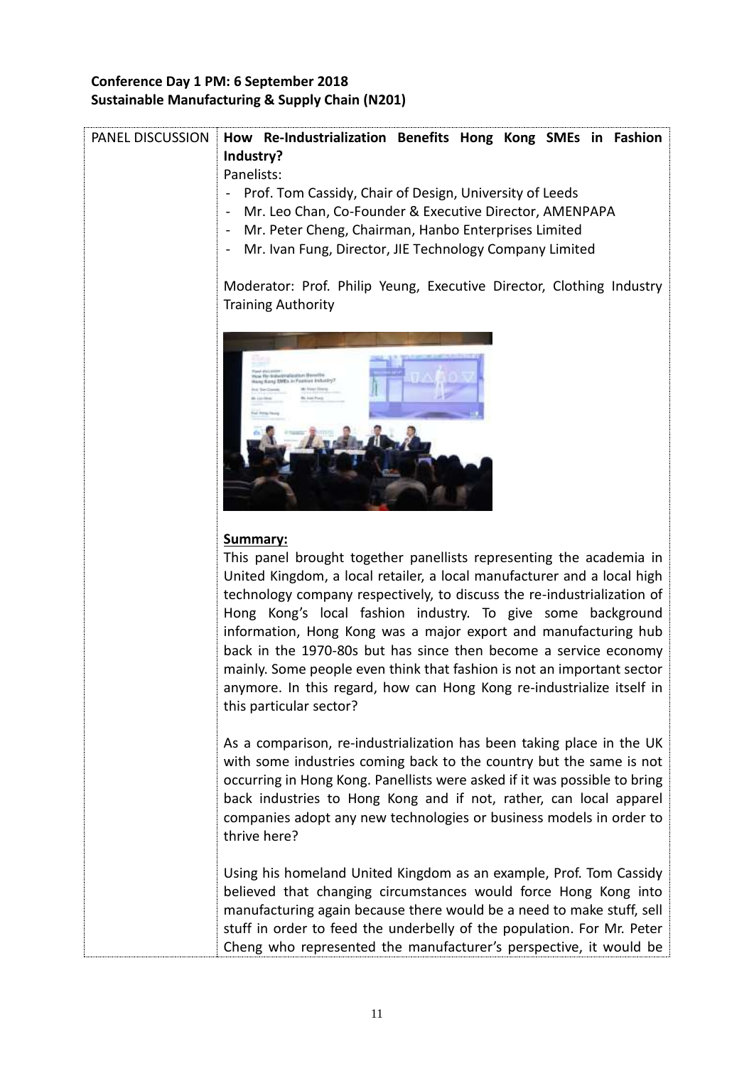**Conference Day 1 PM: 6 September 2018**
**Sustainable Manufacturing & Supply Chain (N201)**

PANEL DISCUSSION

**How Re-Industrialization Benefits Hong Kong SMEs in Fashion Industry?**

Panelists:

- Prof. Tom Cassidy, Chair of Design, University of Leeds
- Mr. Leo Chan, Co-Founder & Executive Director, AMENPAPA
- Mr. Peter Cheng, Chairman, Hanbo Enterprises Limited
- Mr. Ivan Fung, Director, JIE Technology Company Limited

Moderator: Prof. Philip Yeung, Executive Director, Clothing Industry Training Authority

**Summary:**

This panel brought together panellists representing the academia in United Kingdom, a local retailer, a local manufacturer and a local high technology company respectively, to discuss the re-industrialization of Hong Kong's local fashion industry. To give some background information, Hong Kong was a major export and manufacturing hub back in the 1970-80s but has since then become a service economy mainly. Some people even think that fashion is not an important sector anymore. In this regard, how can Hong Kong re-industrialize itself in this particular sector?

As a comparison, re-industrialization has been taking place in the UK with some industries coming back to the country but the same is not occurring in Hong Kong. Panellists were asked if it was possible to bring back industries to Hong Kong and if not, rather, can local apparel companies adopt any new technologies or business models in order to thrive here?

Using his homeland United Kingdom as an example, Prof. Tom Cassidy believed that changing circumstances would force Hong Kong into manufacturing again because there would be a need to make stuff, sell stuff in order to feed the underbelly of the population. For Mr. Peter Cheng who represented the manufacturer's perspective, it would be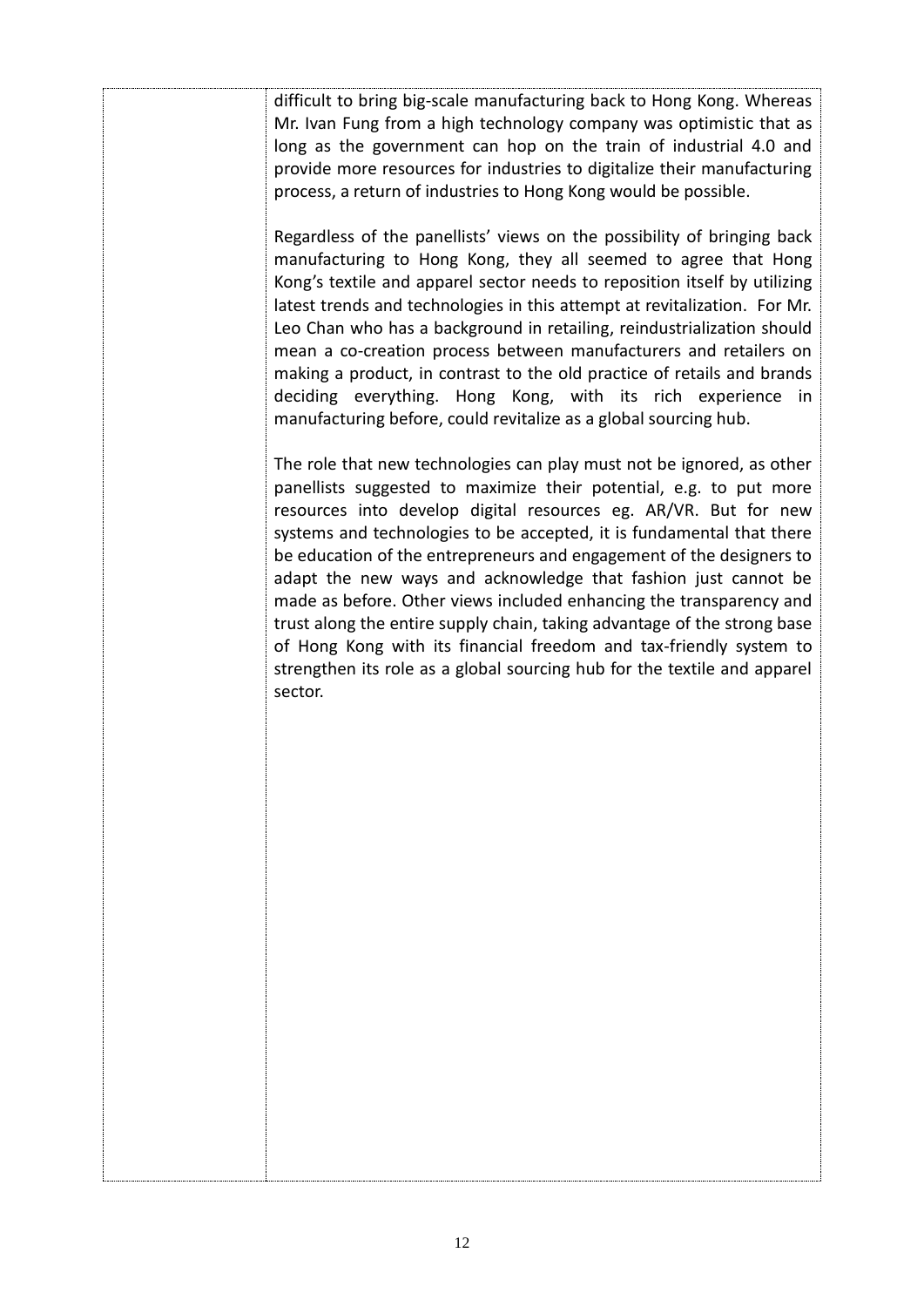difficult to bring big-scale manufacturing back to Hong Kong. Whereas Mr. Ivan Fung from a high technology company was optimistic that as long as the government can hop on the train of industrial 4.0 and provide more resources for industries to digitalize their manufacturing process, a return of industries to Hong Kong would be possible.

Regardless of the panellists' views on the possibility of bringing back manufacturing to Hong Kong, they all seemed to agree that Hong Kong's textile and apparel sector needs to reposition itself by utilizing latest trends and technologies in this attempt at revitalization. For Mr. Leo Chan who has a background in retailing, reindustrialization should mean a co-creation process between manufacturers and retailers on making a product, in contrast to the old practice of retails and brands deciding everything. Hong Kong, with its rich experience in manufacturing before, could revitalize as a global sourcing hub.

The role that new technologies can play must not be ignored, as other panellists suggested to maximize their potential, e.g. to put more resources into develop digital resources eg. AR/VR. But for new systems and technologies to be accepted, it is fundamental that there be education of the entrepreneurs and engagement of the designers to adapt the new ways and acknowledge that fashion just cannot be made as before. Other views included enhancing the transparency and trust along the entire supply chain, taking advantage of the strong base of Hong Kong with its financial freedom and tax-friendly system to strengthen its role as a global sourcing hub for the textile and apparel sector.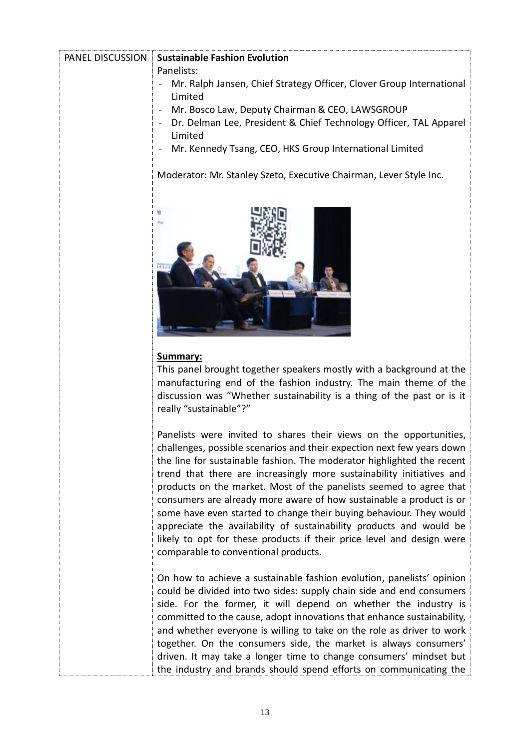| PANEL DISCUSSION | **Sustainable Fashion Evolution** |
|---|---|

**Sustainable Fashion Evolution**

Panelists:

- Mr. Ralph Jansen, Chief Strategy Officer, Clover Group International Limited
- Mr. Bosco Law, Deputy Chairman & CEO, LAWSGROUP
- Dr. Delman Lee, President & Chief Technology Officer, TAL Apparel Limited
- Mr. Kennedy Tsang, CEO, HKS Group International Limited

Moderator: Mr. Stanley Szeto, Executive Chairman, Lever Style Inc.

**Summary:**

This panel brought together speakers mostly with a background at the manufacturing end of the fashion industry. The main theme of the discussion was "Whether sustainability is a thing of the past or is it really "sustainable"?"

Panelists were invited to shares their views on the opportunities, challenges, possible scenarios and their expection next few years down the line for sustainable fashion. The moderator highlighted the recent trend that there are increasingly more sustainability initiatives and products on the market. Most of the panelists seemed to agree that consumers are already more aware of how sustainable a product is or some have even started to change their buying behaviour. They would appreciate the availability of sustainability products and would be likely to opt for these products if their price level and design were comparable to conventional products.

On how to achieve a sustainable fashion evolution, panelists' opinion could be divided into two sides: supply chain side and end consumers side. For the former, it will depend on whether the industry is committed to the cause, adopt innovations that enhance sustainability, and whether everyone is willing to take on the role as driver to work together. On the consumers side, the market is always consumers' driven. It may take a longer time to change consumers' mindset but the industry and brands should spend efforts on communicating the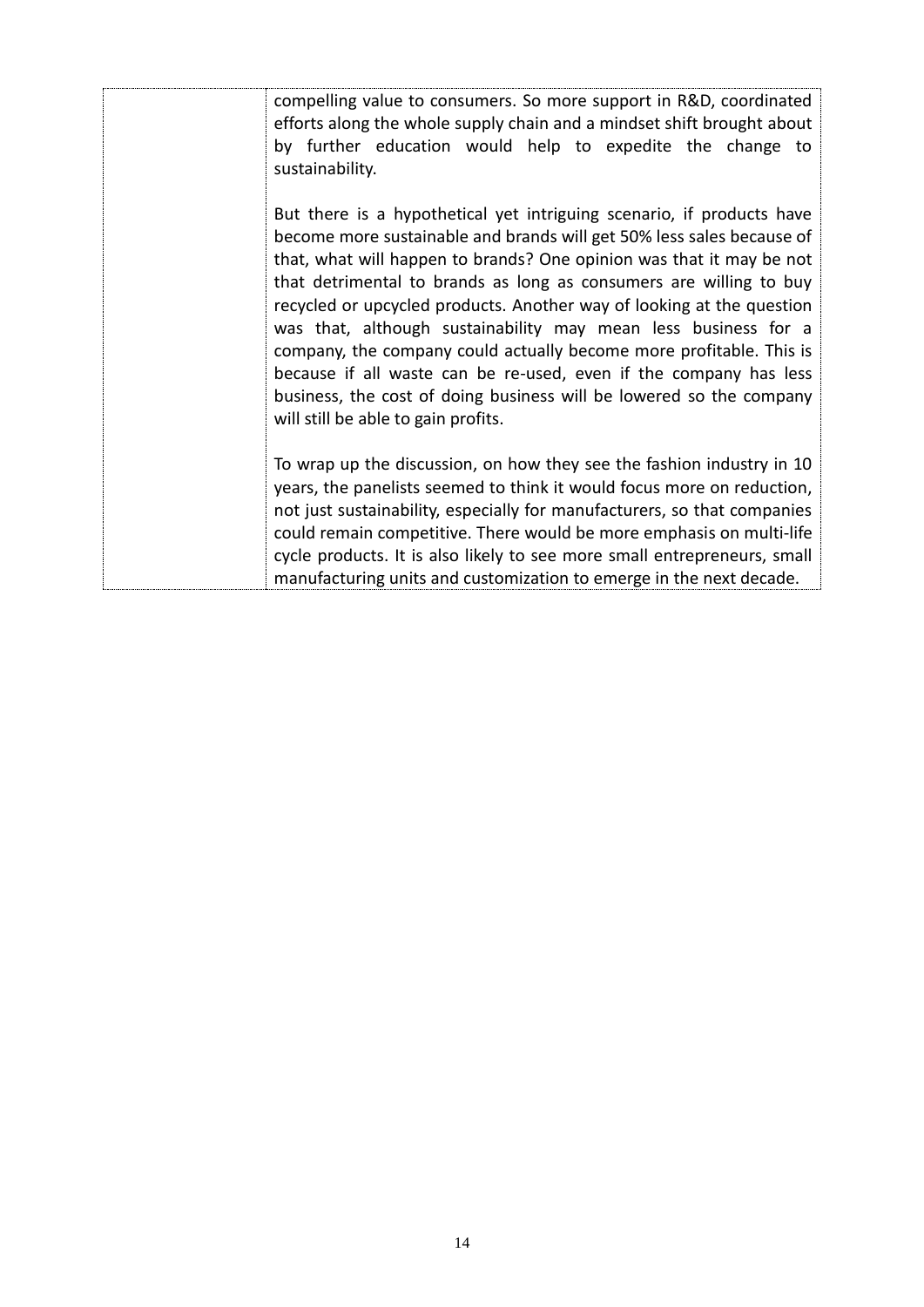| | |
|---|---|
| | compelling value to consumers. So more support in R&D, coordinated efforts along the whole supply chain and a mindset shift brought about by further education would help to expedite the change to sustainability.<br><br>But there is a hypothetical yet intriguing scenario, if products have become more sustainable and brands will get 50% less sales because of that, what will happen to brands? One opinion was that it may be not that detrimental to brands as long as consumers are willing to buy recycled or upcycled products. Another way of looking at the question was that, although sustainability may mean less business for a company, the company could actually become more profitable. This is because if all waste can be re-used, even if the company has less business, the cost of doing business will be lowered so the company will still be able to gain profits.<br><br>To wrap up the discussion, on how they see the fashion industry in 10 years, the panelists seemed to think it would focus more on reduction, not just sustainability, especially for manufacturers, so that companies could remain competitive. There would be more emphasis on multi-life cycle products. It is also likely to see more small entrepreneurs, small manufacturing units and customization to emerge in the next decade. |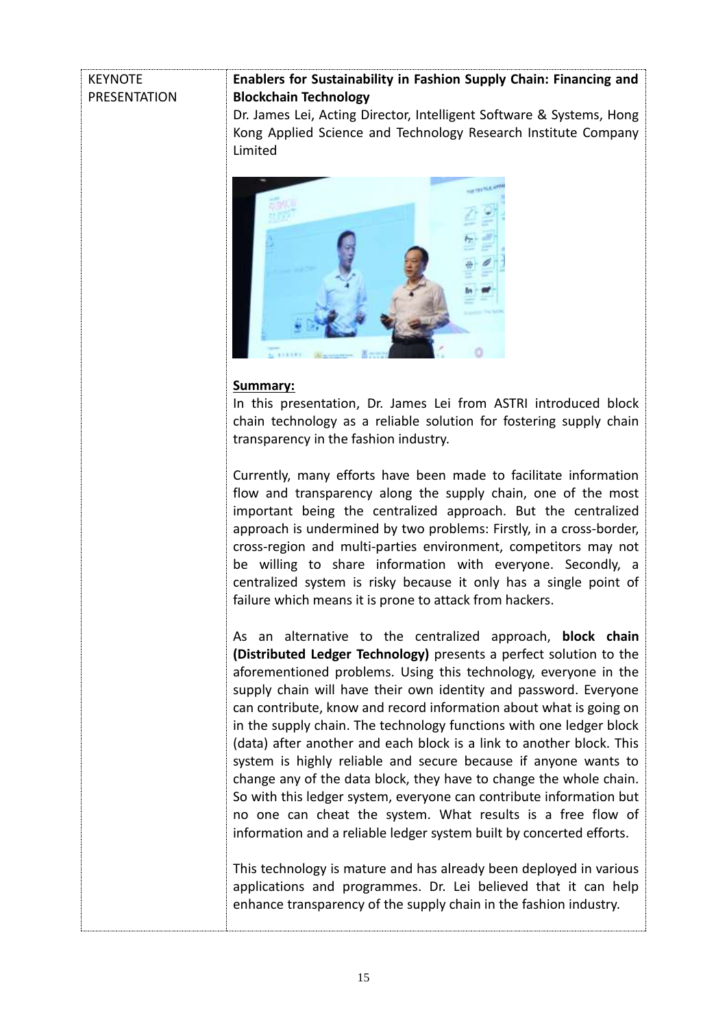| | |
|---|---|
| KEYNOTE PRESENTATION | **Enablers for Sustainability in Fashion Supply Chain: Financing and Blockchain Technology**<br>Dr. James Lei, Acting Director, Intelligent Software & Systems, Hong Kong Applied Science and Technology Research Institute Company Limited<br><br>**Summary:**<br>In this presentation, Dr. James Lei from ASTRI introduced block chain technology as a reliable solution for fostering supply chain transparency in the fashion industry.<br><br>Currently, many efforts have been made to facilitate information flow and transparency along the supply chain, one of the most important being the centralized approach. But the centralized approach is undermined by two problems: Firstly, in a cross-border, cross-region and multi-parties environment, competitors may not be willing to share information with everyone. Secondly, a centralized system is risky because it only has a single point of failure which means it is prone to attack from hackers.<br><br>As an alternative to the centralized approach, **block chain (Distributed Ledger Technology)** presents a perfect solution to the aforementioned problems. Using this technology, everyone in the supply chain will have their own identity and password. Everyone can contribute, know and record information about what is going on in the supply chain. The technology functions with one ledger block (data) after another and each block is a link to another block. This system is highly reliable and secure because if anyone wants to change any of the data block, they have to change the whole chain. So with this ledger system, everyone can contribute information but no one can cheat the system. What results is a free flow of information and a reliable ledger system built by concerted efforts.<br><br>This technology is mature and has already been deployed in various applications and programmes. Dr. Lei believed that it can help enhance transparency of the supply chain in the fashion industry. |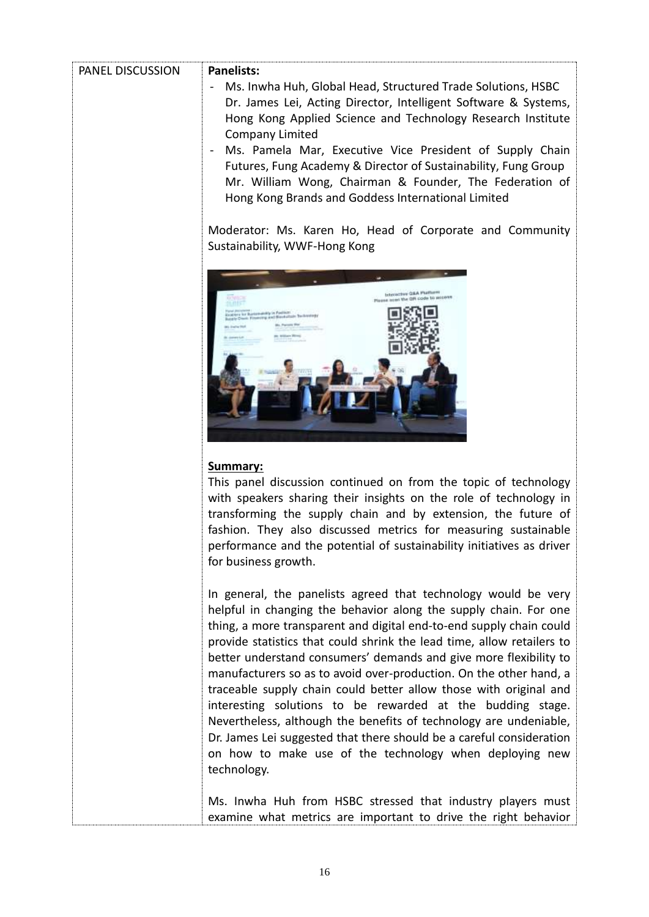| PANEL DISCUSSION | **Panelists:**<br>- Ms. Inwha Huh, Global Head, Structured Trade Solutions, HSBC<br>Dr. James Lei, Acting Director, Intelligent Software & Systems, Hong Kong Applied Science and Technology Research Institute Company Limited<br>- Ms. Pamela Mar, Executive Vice President of Supply Chain Futures, Fung Academy & Director of Sustainability, Fung Group<br>Mr. William Wong, Chairman & Founder, The Federation of Hong Kong Brands and Goddess International Limited<br><br>Moderator: Ms. Karen Ho, Head of Corporate and Community Sustainability, WWF-Hong Kong<br><br>**<u>Summary:</u>**<br>This panel discussion continued on from the topic of technology with speakers sharing their insights on the role of technology in transforming the supply chain and by extension, the future of fashion. They also discussed metrics for measuring sustainable performance and the potential of sustainability initiatives as driver for business growth.<br><br>In general, the panelists agreed that technology would be very helpful in changing the behavior along the supply chain. For one thing, a more transparent and digital end-to-end supply chain could provide statistics that could shrink the lead time, allow retailers to better understand consumers' demands and give more flexibility to manufacturers so as to avoid over-production. On the other hand, a traceable supply chain could better allow those with original and interesting solutions to be rewarded at the budding stage. Nevertheless, although the benefits of technology are undeniable, Dr. James Lei suggested that there should be a careful consideration on how to make use of the technology when deploying new technology.<br><br>Ms. Inwha Huh from HSBC stressed that industry players must examine what metrics are important to drive the right behavior |
|---|---|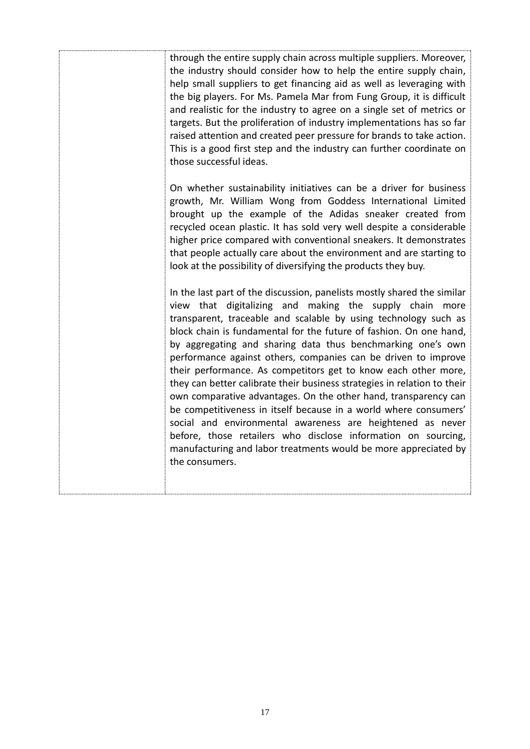| | |
|---|---|
| | through the entire supply chain across multiple suppliers. Moreover, the industry should consider how to help the entire supply chain, help small suppliers to get financing aid as well as leveraging with the big players. For Ms. Pamela Mar from Fung Group, it is difficult and realistic for the industry to agree on a single set of metrics or targets. But the proliferation of industry implementations has so far raised attention and created peer pressure for brands to take action. This is a good first step and the industry can further coordinate on those successful ideas.<br><br>On whether sustainability initiatives can be a driver for business growth, Mr. William Wong from Goddess International Limited brought up the example of the Adidas sneaker created from recycled ocean plastic. It has sold very well despite a considerable higher price compared with conventional sneakers. It demonstrates that people actually care about the environment and are starting to look at the possibility of diversifying the products they buy.<br><br>In the last part of the discussion, panelists mostly shared the similar view that digitalizing and making the supply chain more transparent, traceable and scalable by using technology such as block chain is fundamental for the future of fashion. On one hand, by aggregating and sharing data thus benchmarking one's own performance against others, companies can be driven to improve their performance. As competitors get to know each other more, they can better calibrate their business strategies in relation to their own comparative advantages. On the other hand, transparency can be competitiveness in itself because in a world where consumers' social and environmental awareness are heightened as never before, those retailers who disclose information on sourcing, manufacturing and labor treatments would be more appreciated by the consumers. |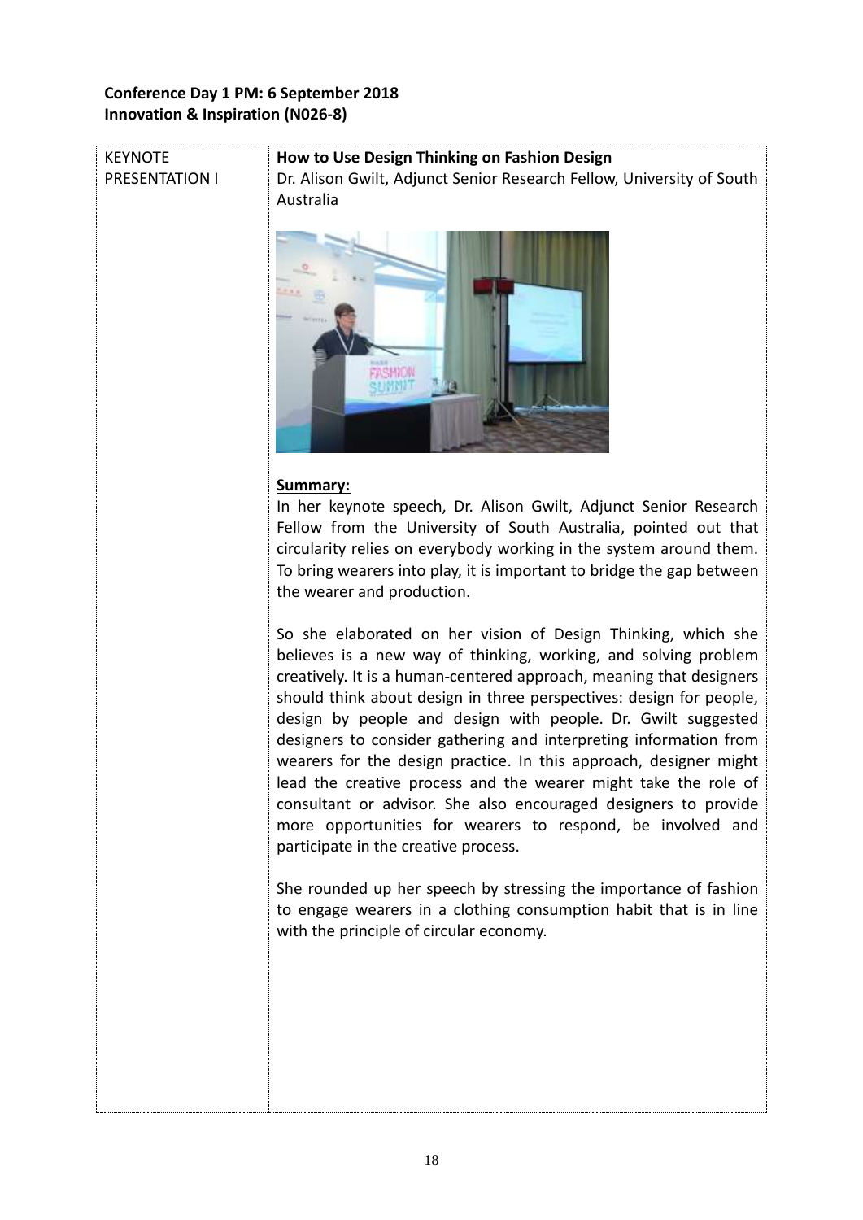**Conference Day 1 PM: 6 September 2018**
**Innovation & Inspiration (N026-8)**

| | |
|---|---|
| KEYNOTE PRESENTATION I | **How to Use Design Thinking on Fashion Design**<br>Dr. Alison Gwilt, Adjunct Senior Research Fellow, University of South Australia<br><br>**Summary:**<br>In her keynote speech, Dr. Alison Gwilt, Adjunct Senior Research Fellow from the University of South Australia, pointed out that circularity relies on everybody working in the system around them. To bring wearers into play, it is important to bridge the gap between the wearer and production.<br><br>So she elaborated on her vision of Design Thinking, which she believes is a new way of thinking, working, and solving problem creatively. It is a human-centered approach, meaning that designers should think about design in three perspectives: design for people, design by people and design with people. Dr. Gwilt suggested designers to consider gathering and interpreting information from wearers for the design practice. In this approach, designer might lead the creative process and the wearer might take the role of consultant or advisor. She also encouraged designers to provide more opportunities for wearers to respond, be involved and participate in the creative process.<br><br>She rounded up her speech by stressing the importance of fashion to engage wearers in a clothing consumption habit that is in line with the principle of circular economy. |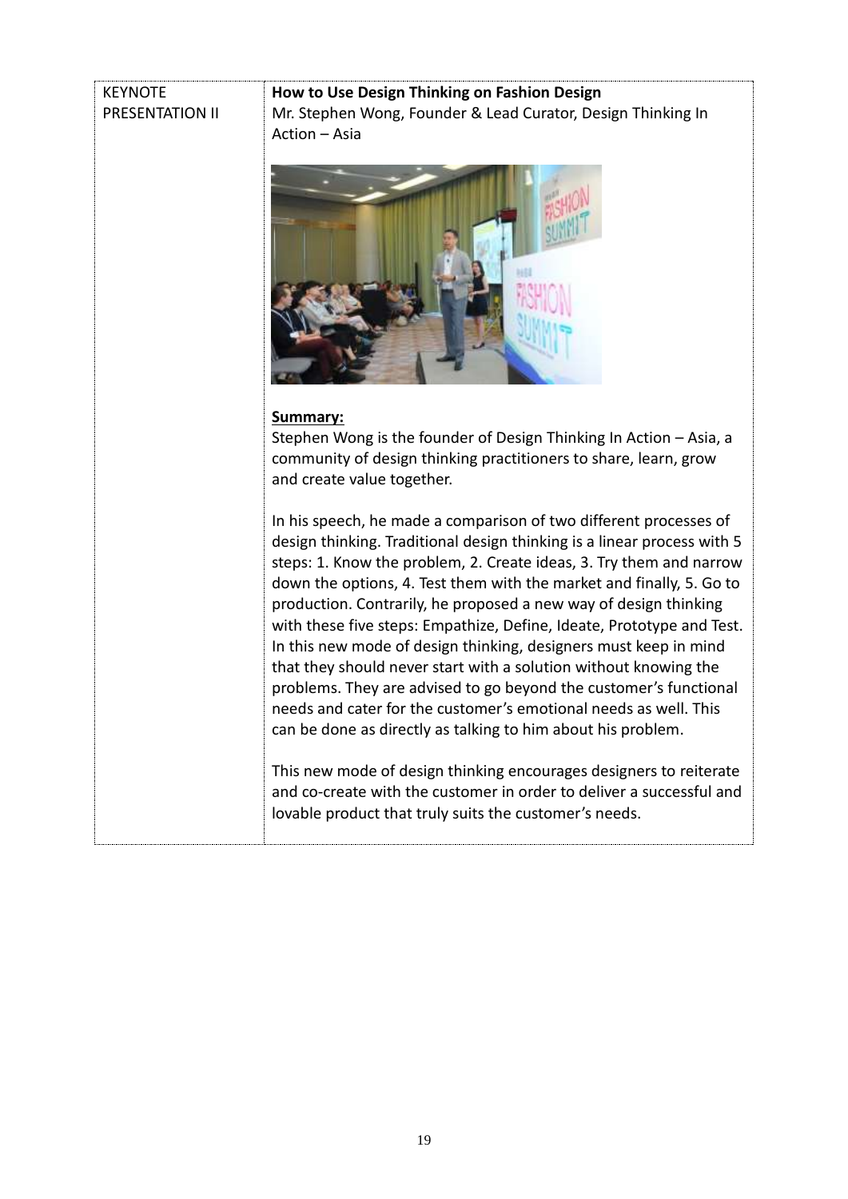| | |
|---|---|
| KEYNOTE PRESENTATION II | **How to Use Design Thinking on Fashion Design**<br>Mr. Stephen Wong, Founder & Lead Curator, Design Thinking In Action – Asia<br><br>**<u>Summary:</u>**<br>Stephen Wong is the founder of Design Thinking In Action – Asia, a community of design thinking practitioners to share, learn, grow and create value together.<br><br>In his speech, he made a comparison of two different processes of design thinking. Traditional design thinking is a linear process with 5 steps: 1. Know the problem, 2. Create ideas, 3. Try them and narrow down the options, 4. Test them with the market and finally, 5. Go to production. Contrarily, he proposed a new way of design thinking with these five steps: Empathize, Define, Ideate, Prototype and Test. In this new mode of design thinking, designers must keep in mind that they should never start with a solution without knowing the problems. They are advised to go beyond the customer's functional needs and cater for the customer's emotional needs as well. This can be done as directly as talking to him about his problem.<br><br>This new mode of design thinking encourages designers to reiterate and co-create with the customer in order to deliver a successful and lovable product that truly suits the customer's needs. |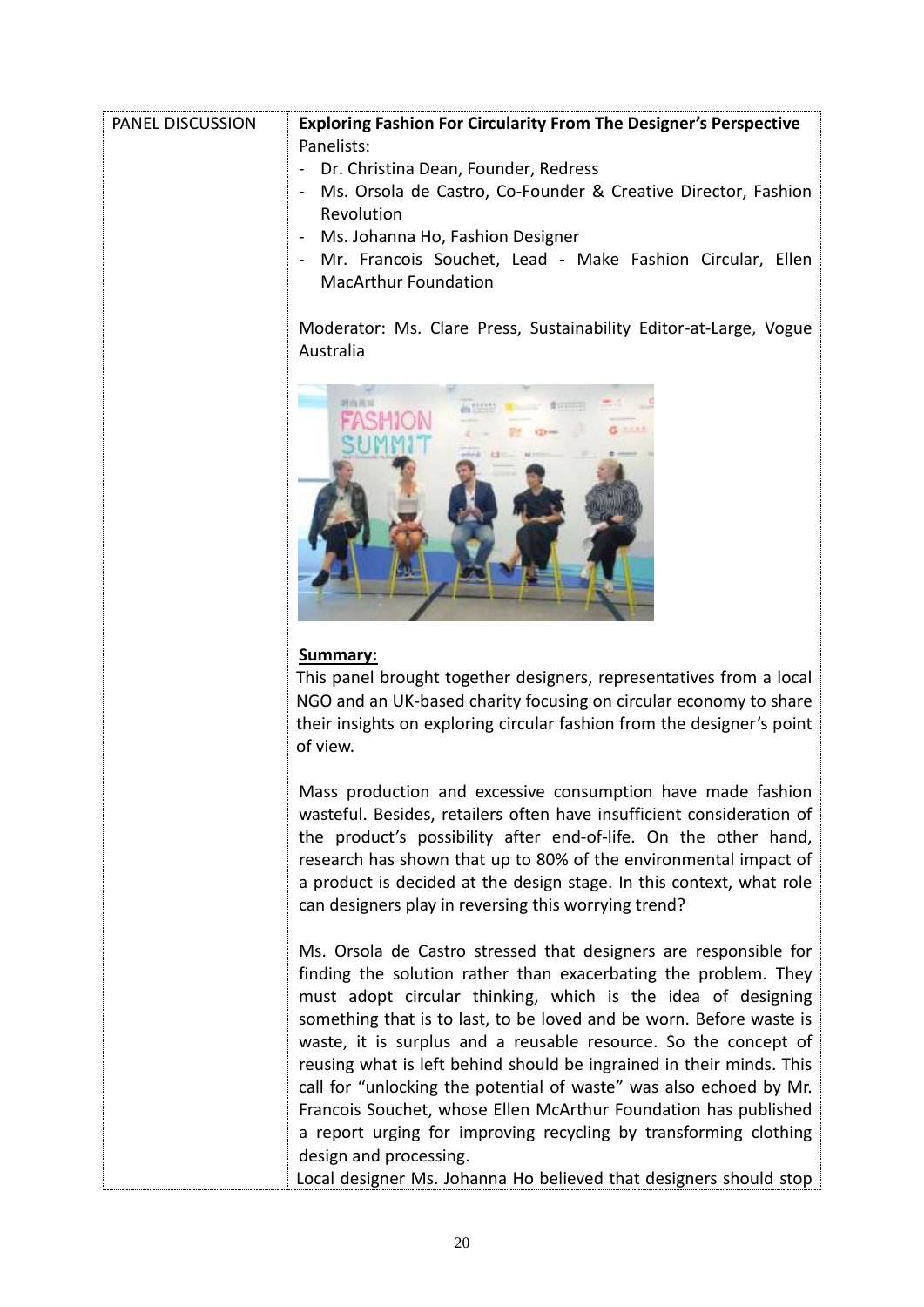| | |
|---|---|
| PANEL DISCUSSION | **Exploring Fashion For Circularity From The Designer's Perspective** |

Panelists:

- Dr. Christina Dean, Founder, Redress
- Ms. Orsola de Castro, Co-Founder & Creative Director, Fashion Revolution
- Ms. Johanna Ho, Fashion Designer
- Mr. Francois Souchet, Lead - Make Fashion Circular, Ellen MacArthur Foundation

Moderator: Ms. Clare Press, Sustainability Editor-at-Large, Vogue Australia

**Summary:**

This panel brought together designers, representatives from a local NGO and an UK-based charity focusing on circular economy to share their insights on exploring circular fashion from the designer's point of view.

Mass production and excessive consumption have made fashion wasteful. Besides, retailers often have insufficient consideration of the product's possibility after end-of-life. On the other hand, research has shown that up to 80% of the environmental impact of a product is decided at the design stage. In this context, what role can designers play in reversing this worrying trend?

Ms. Orsola de Castro stressed that designers are responsible for finding the solution rather than exacerbating the problem. They must adopt circular thinking, which is the idea of designing something that is to last, to be loved and be worn. Before waste is waste, it is surplus and a reusable resource. So the concept of reusing what is left behind should be ingrained in their minds. This call for "unlocking the potential of waste" was also echoed by Mr. Francois Souchet, whose Ellen McArthur Foundation has published a report urging for improving recycling by transforming clothing design and processing.

Local designer Ms. Johanna Ho believed that designers should stop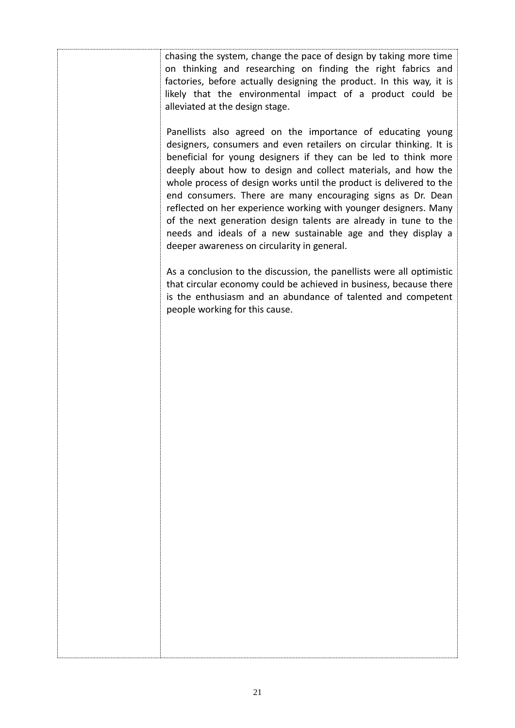| | |
|---|---|
| | chasing the system, change the pace of design by taking more time on thinking and researching on finding the right fabrics and factories, before actually designing the product. In this way, it is likely that the environmental impact of a product could be alleviated at the design stage.<br><br>Panellists also agreed on the importance of educating young designers, consumers and even retailers on circular thinking. It is beneficial for young designers if they can be led to think more deeply about how to design and collect materials, and how the whole process of design works until the product is delivered to the end consumers. There are many encouraging signs as Dr. Dean reflected on her experience working with younger designers. Many of the next generation design talents are already in tune to the needs and ideals of a new sustainable age and they display a deeper awareness on circularity in general.<br><br>As a conclusion to the discussion, the panellists were all optimistic that circular economy could be achieved in business, because there is the enthusiasm and an abundance of talented and competent people working for this cause. |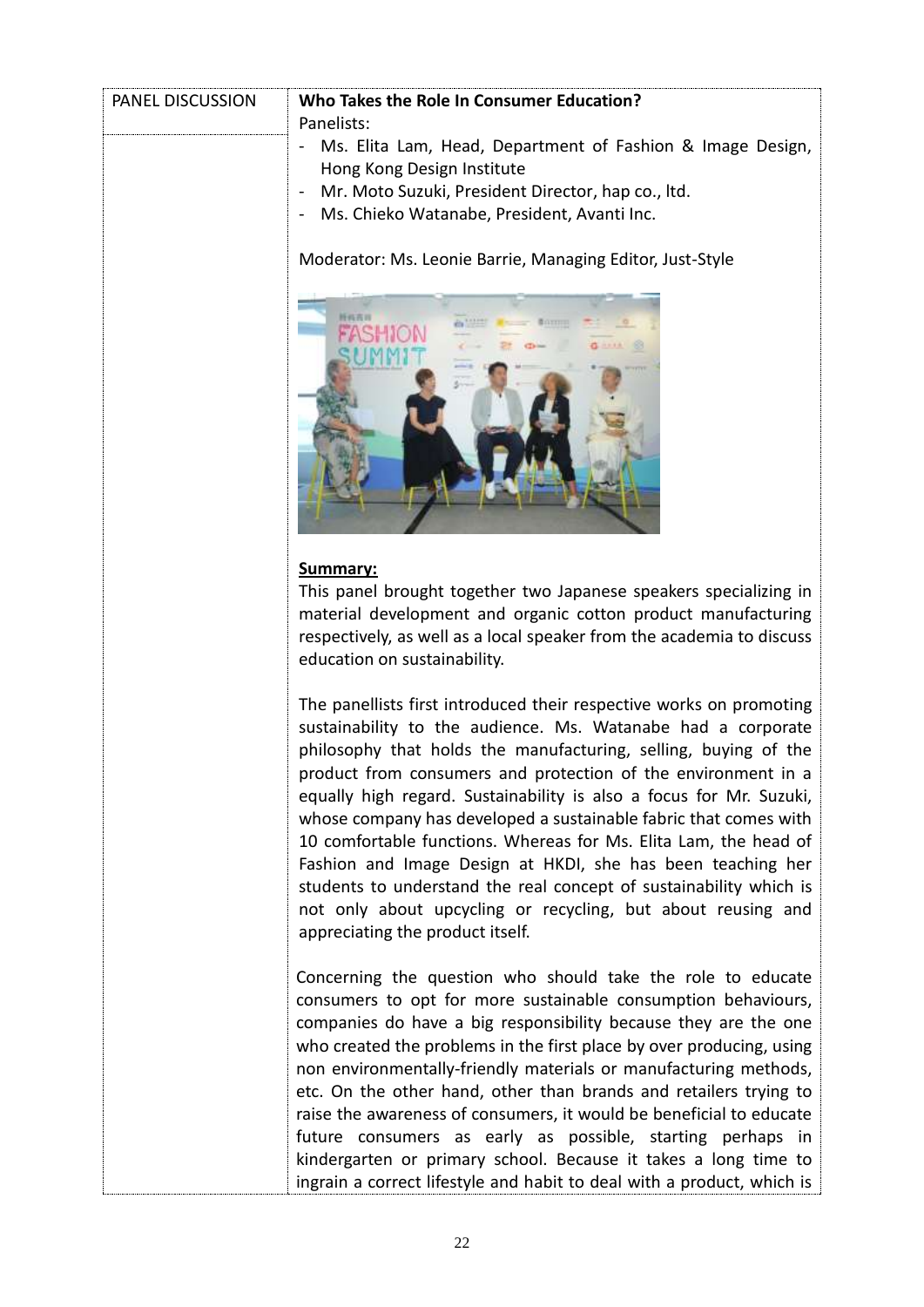| | |
|---|---|
| PANEL DISCUSSION | **Who Takes the Role In Consumer Education?** |

Panelists:

- Ms. Elita Lam, Head, Department of Fashion & Image Design, Hong Kong Design Institute
- Mr. Moto Suzuki, President Director, hap co., ltd.
- Ms. Chieko Watanabe, President, Avanti Inc.

Moderator: Ms. Leonie Barrie, Managing Editor, Just-Style

**Summary:**

This panel brought together two Japanese speakers specializing in material development and organic cotton product manufacturing respectively, as well as a local speaker from the academia to discuss education on sustainability.

The panellists first introduced their respective works on promoting sustainability to the audience. Ms. Watanabe had a corporate philosophy that holds the manufacturing, selling, buying of the product from consumers and protection of the environment in a equally high regard. Sustainability is also a focus for Mr. Suzuki, whose company has developed a sustainable fabric that comes with 10 comfortable functions. Whereas for Ms. Elita Lam, the head of Fashion and Image Design at HKDI, she has been teaching her students to understand the real concept of sustainability which is not only about upcycling or recycling, but about reusing and appreciating the product itself.

Concerning the question who should take the role to educate consumers to opt for more sustainable consumption behaviours, companies do have a big responsibility because they are the one who created the problems in the first place by over producing, using non environmentally-friendly materials or manufacturing methods, etc. On the other hand, other than brands and retailers trying to raise the awareness of consumers, it would be beneficial to educate future consumers as early as possible, starting perhaps in kindergarten or primary school. Because it takes a long time to ingrain a correct lifestyle and habit to deal with a product, which is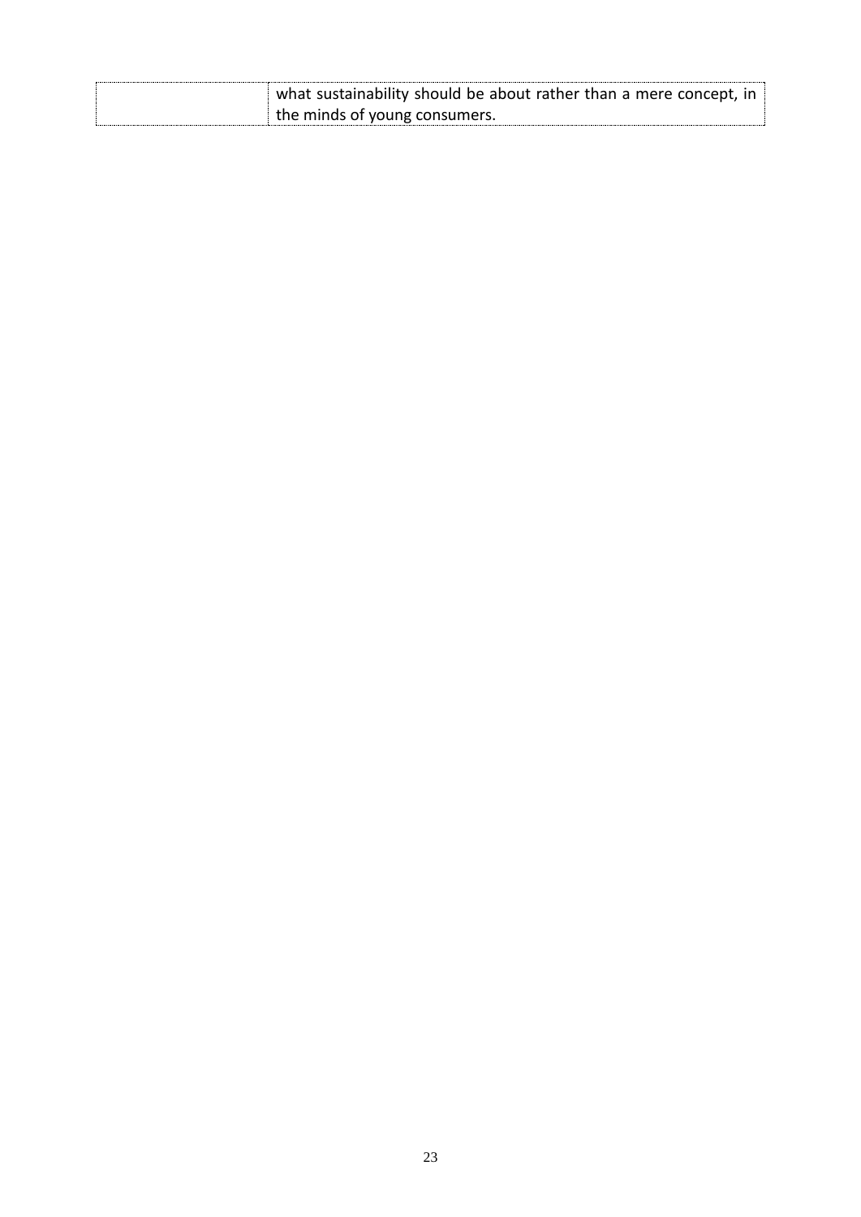| | |
|---|---|
| | what sustainability should be about rather than a mere concept, in the minds of young consumers. |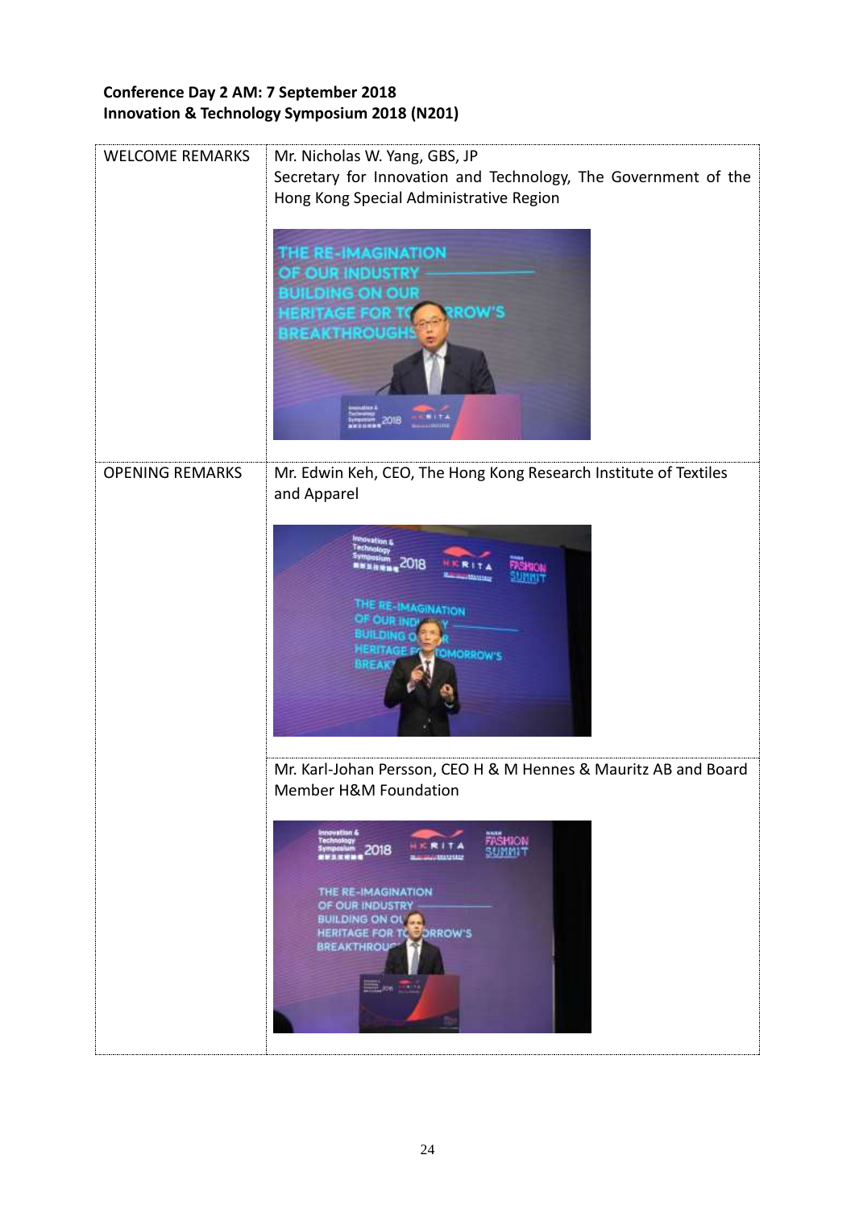**Conference Day 2 AM: 7 September 2018**
**Innovation & Technology Symposium 2018 (N201)**

| | |
|---|---|
| WELCOME REMARKS | Mr. Nicholas W. Yang, GBS, JP<br>Secretary for Innovation and Technology, The Government of the Hong Kong Special Administrative Region |
| OPENING REMARKS | Mr. Edwin Keh, CEO, The Hong Kong Research Institute of Textiles and Apparel |
| | Mr. Karl-Johan Persson, CEO H & M Hennes & Mauritz AB and Board Member H&M Foundation |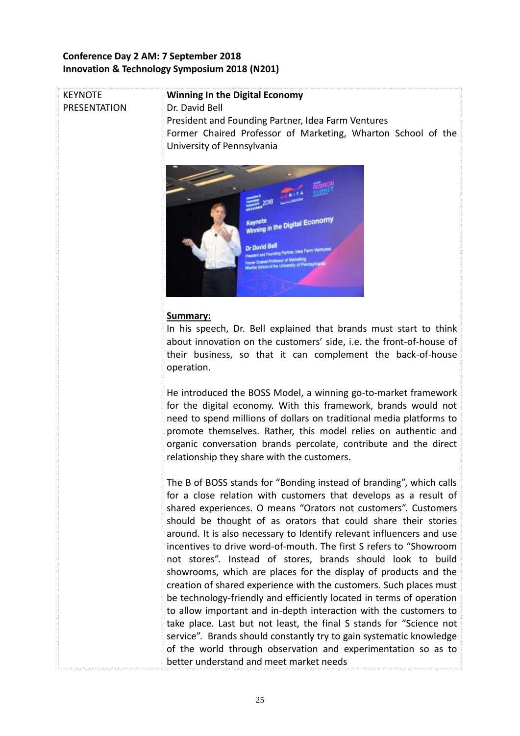**Conference Day 2 AM: 7 September 2018**
**Innovation & Technology Symposium 2018 (N201)**

| | |
|---|---|
| KEYNOTE PRESENTATION | **Winning In the Digital Economy**<br>Dr. David Bell<br>President and Founding Partner, Idea Farm Ventures<br>Former Chaired Professor of Marketing, Wharton School of the University of Pennsylvania<br><br>**<u>Summary:</u>**<br>In his speech, Dr. Bell explained that brands must start to think about innovation on the customers' side, i.e. the front-of-house of their business, so that it can complement the back-of-house operation.<br><br>He introduced the BOSS Model, a winning go-to-market framework for the digital economy. With this framework, brands would not need to spend millions of dollars on traditional media platforms to promote themselves. Rather, this model relies on authentic and organic conversation brands percolate, contribute and the direct relationship they share with the customers.<br><br>The B of BOSS stands for "Bonding instead of branding", which calls for a close relation with customers that develops as a result of shared experiences. O means "Orators not customers". Customers should be thought of as orators that could share their stories around. It is also necessary to Identify relevant influencers and use incentives to drive word-of-mouth. The first S refers to "Showroom not stores". Instead of stores, brands should look to build showrooms, which are places for the display of products and the creation of shared experience with the customers. Such places must be technology-friendly and efficiently located in terms of operation to allow important and in-depth interaction with the customers to take place. Last but not least, the final S stands for "Science not service". Brands should constantly try to gain systematic knowledge of the world through observation and experimentation so as to better understand and meet market needs |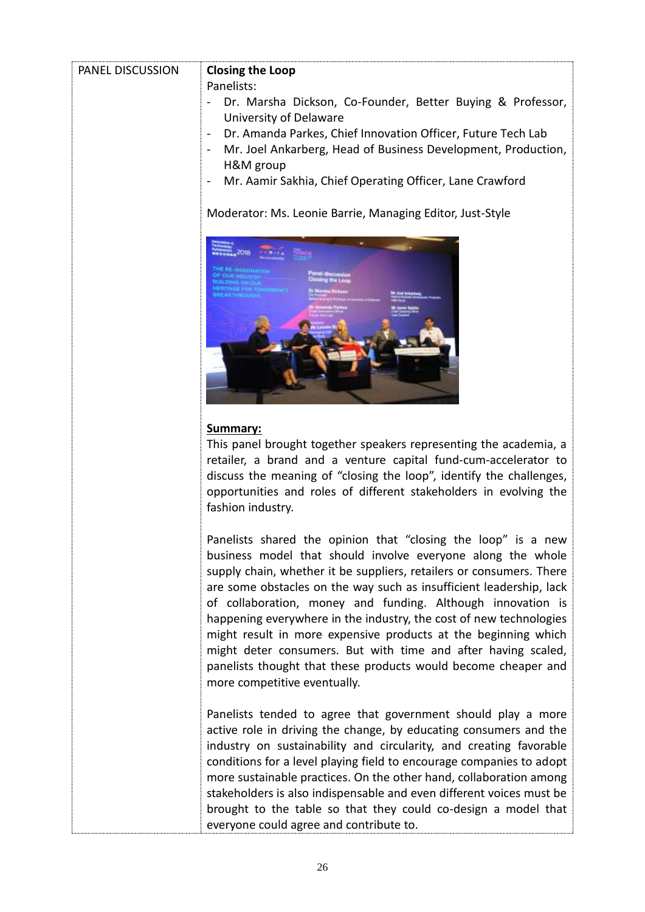| | |
|---|---|
| PANEL DISCUSSION | **Closing the Loop**<br>Panelists:<br>- Dr. Marsha Dickson, Co-Founder, Better Buying & Professor, University of Delaware<br>- Dr. Amanda Parkes, Chief Innovation Officer, Future Tech Lab<br>- Mr. Joel Ankarberg, Head of Business Development, Production, H&M group<br>- Mr. Aamir Sakhia, Chief Operating Officer, Lane Crawford<br><br>Moderator: Ms. Leonie Barrie, Managing Editor, Just-Style<br><br>**Summary:**<br>This panel brought together speakers representing the academia, a retailer, a brand and a venture capital fund-cum-accelerator to discuss the meaning of "closing the loop", identify the challenges, opportunities and roles of different stakeholders in evolving the fashion industry.<br><br>Panelists shared the opinion that "closing the loop" is a new business model that should involve everyone along the whole supply chain, whether it be suppliers, retailers or consumers. There are some obstacles on the way such as insufficient leadership, lack of collaboration, money and funding. Although innovation is happening everywhere in the industry, the cost of new technologies might result in more expensive products at the beginning which might deter consumers. But with time and after having scaled, panelists thought that these products would become cheaper and more competitive eventually.<br><br>Panelists tended to agree that government should play a more active role in driving the change, by educating consumers and the industry on sustainability and circularity, and creating favorable conditions for a level playing field to encourage companies to adopt more sustainable practices. On the other hand, collaboration among stakeholders is also indispensable and even different voices must be brought to the table so that they could co-design a model that everyone could agree and contribute to. |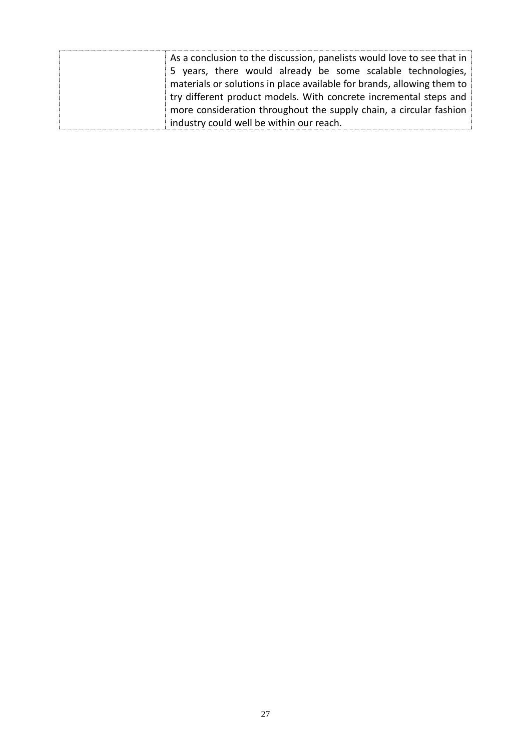| | |
|---|---|
| | As a conclusion to the discussion, panelists would love to see that in 5 years, there would already be some scalable technologies, materials or solutions in place available for brands, allowing them to try different product models. With concrete incremental steps and more consideration throughout the supply chain, a circular fashion industry could well be within our reach. |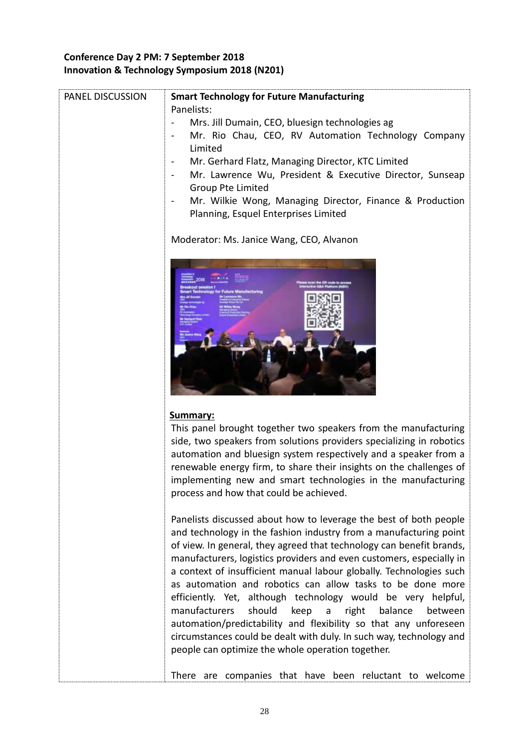**Conference Day 2 PM: 7 September 2018**
**Innovation & Technology Symposium 2018 (N201)**

| | |
|---|---|
| PANEL DISCUSSION | **Smart Technology for Future Manufacturing**<br>Panelists:<br>- Mrs. Jill Dumain, CEO, bluesign technologies ag<br>- Mr. Rio Chau, CEO, RV Automation Technology Company Limited<br>- Mr. Gerhard Flatz, Managing Director, KTC Limited<br>- Mr. Lawrence Wu, President & Executive Director, Sunseap Group Pte Limited<br>- Mr. Wilkie Wong, Managing Director, Finance & Production Planning, Esquel Enterprises Limited<br><br>Moderator: Ms. Janice Wang, CEO, Alvanon<br><br>**Summary:**<br>This panel brought together two speakers from the manufacturing side, two speakers from solutions providers specializing in robotics automation and bluesign system respectively and a speaker from a renewable energy firm, to share their insights on the challenges of implementing new and smart technologies in the manufacturing process and how that could be achieved.<br><br>Panelists discussed about how to leverage the best of both people and technology in the fashion industry from a manufacturing point of view. In general, they agreed that technology can benefit brands, manufacturers, logistics providers and even customers, especially in a context of insufficient manual labour globally. Technologies such as automation and robotics can allow tasks to be done more efficiently. Yet, although technology would be very helpful, manufacturers should keep a right balance between automation/predictability and flexibility so that any unforeseen circumstances could be dealt with duly. In such way, technology and people can optimize the whole operation together.<br><br>There are companies that have been reluctant to welcome |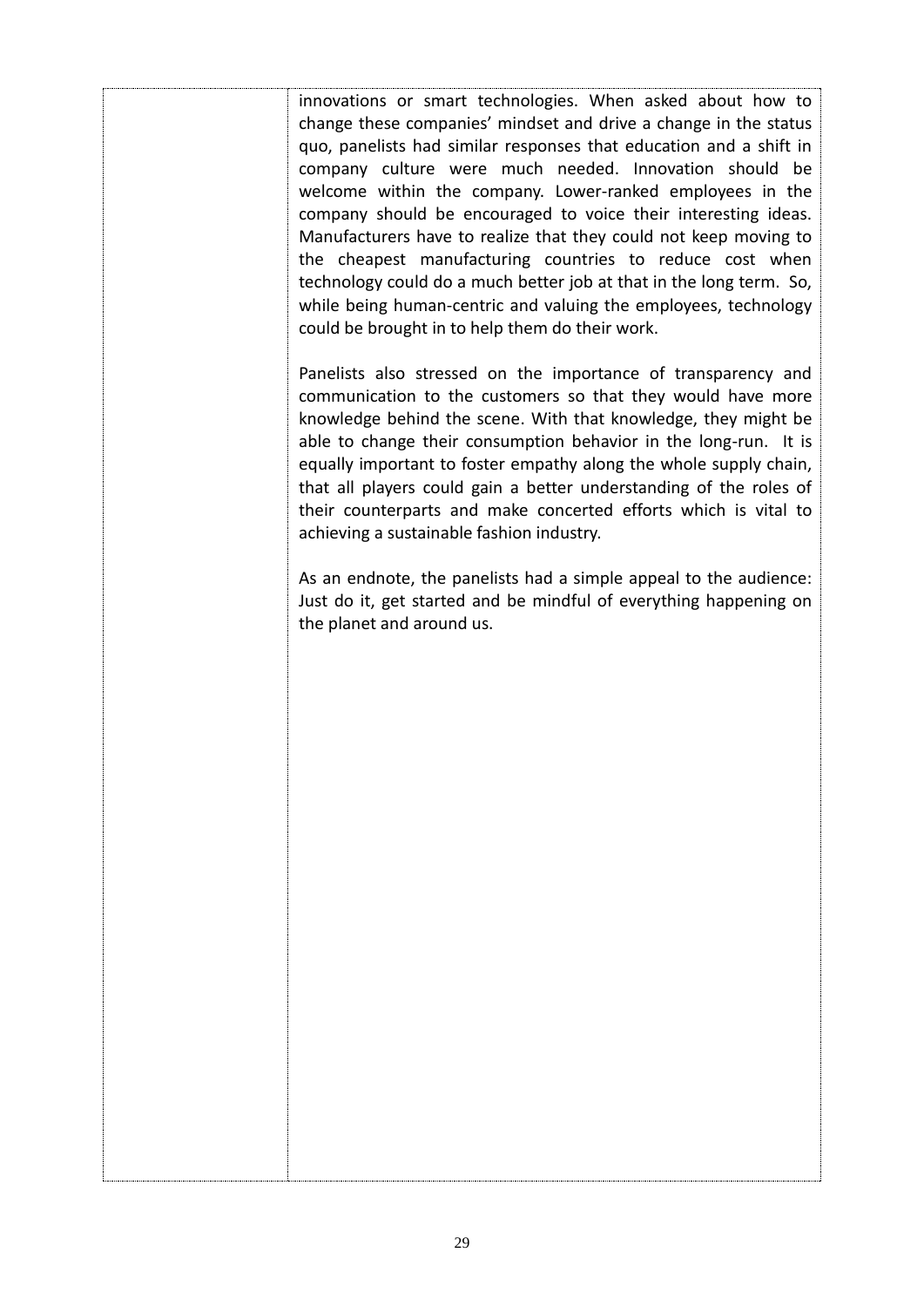innovations or smart technologies. When asked about how to change these companies' mindset and drive a change in the status quo, panelists had similar responses that education and a shift in company culture were much needed. Innovation should be welcome within the company. Lower-ranked employees in the company should be encouraged to voice their interesting ideas. Manufacturers have to realize that they could not keep moving to the cheapest manufacturing countries to reduce cost when technology could do a much better job at that in the long term. So, while being human-centric and valuing the employees, technology could be brought in to help them do their work.

Panelists also stressed on the importance of transparency and communication to the customers so that they would have more knowledge behind the scene. With that knowledge, they might be able to change their consumption behavior in the long-run. It is equally important to foster empathy along the whole supply chain, that all players could gain a better understanding of the roles of their counterparts and make concerted efforts which is vital to achieving a sustainable fashion industry.

As an endnote, the panelists had a simple appeal to the audience: Just do it, get started and be mindful of everything happening on the planet and around us.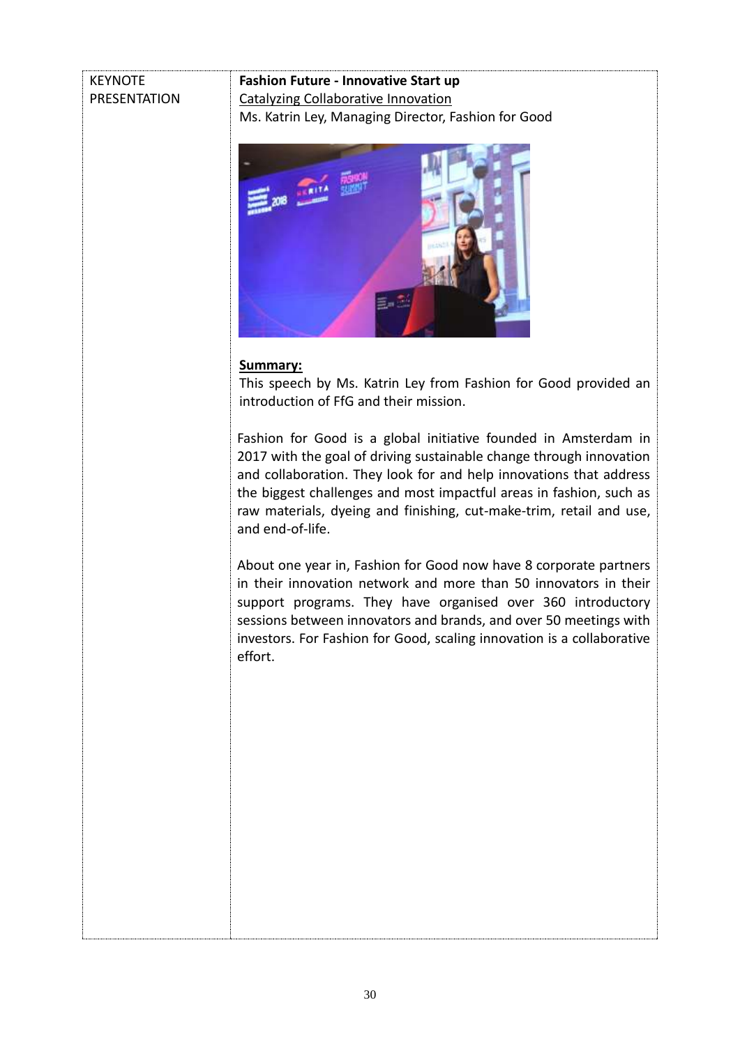| | |
|---|---|
| KEYNOTE PRESENTATION | **Fashion Future - Innovative Start up**<br>Catalyzing Collaborative Innovation<br>Ms. Katrin Ley, Managing Director, Fashion for Good<br><br>**Summary:**<br>This speech by Ms. Katrin Ley from Fashion for Good provided an introduction of FfG and their mission.<br><br>Fashion for Good is a global initiative founded in Amsterdam in 2017 with the goal of driving sustainable change through innovation and collaboration. They look for and help innovations that address the biggest challenges and most impactful areas in fashion, such as raw materials, dyeing and finishing, cut-make-trim, retail and use, and end-of-life.<br><br>About one year in, Fashion for Good now have 8 corporate partners in their innovation network and more than 50 innovators in their support programs. They have organised over 360 introductory sessions between innovators and brands, and over 50 meetings with investors. For Fashion for Good, scaling innovation is a collaborative effort. |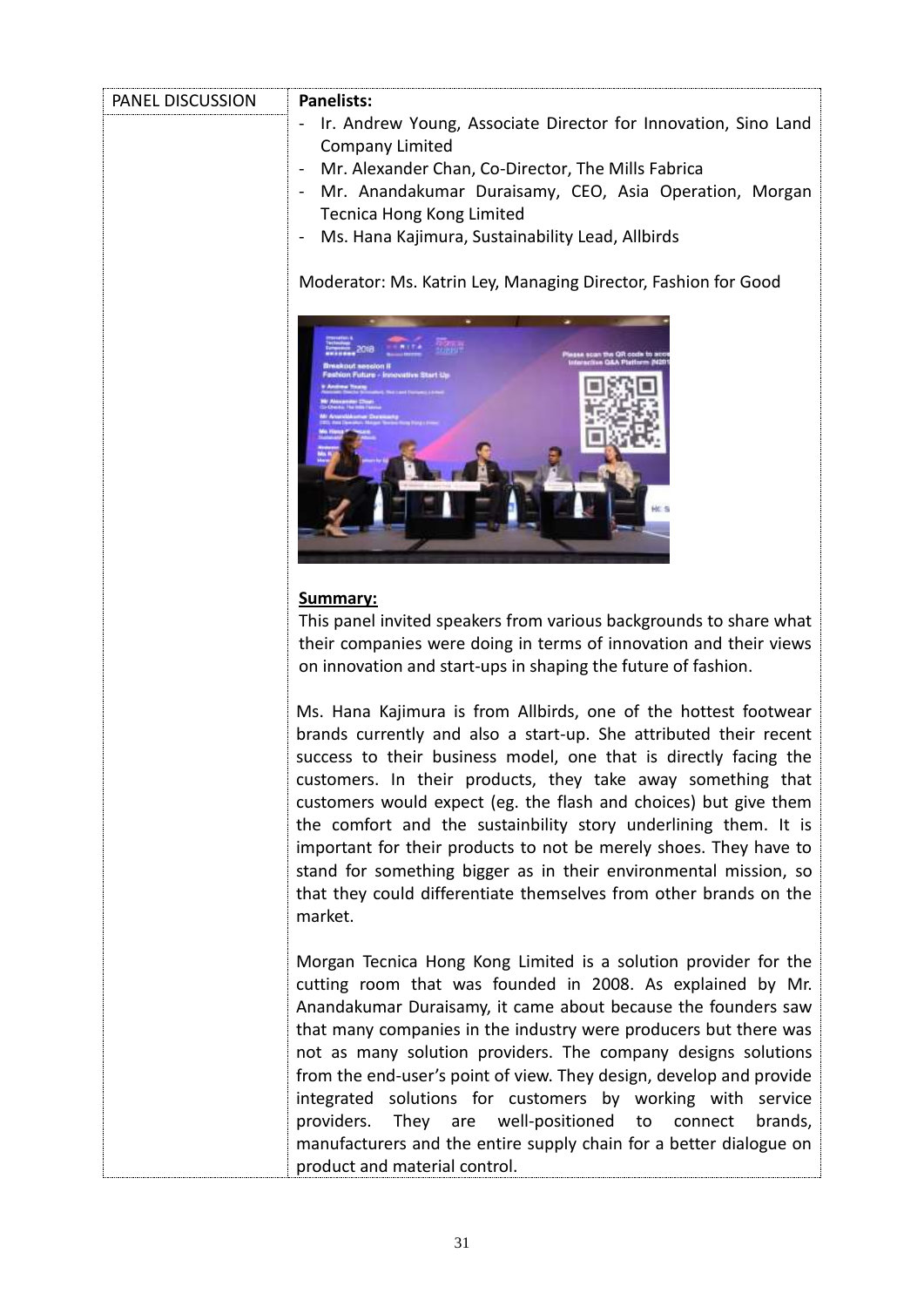| PANEL DISCUSSION | **Panelists:** |
| --- | --- |

**Panelists:**

- Ir. Andrew Young, Associate Director for Innovation, Sino Land Company Limited
- Mr. Alexander Chan, Co-Director, The Mills Fabrica
- Mr. Anandakumar Duraisamy, CEO, Asia Operation, Morgan Tecnica Hong Kong Limited
- Ms. Hana Kajimura, Sustainability Lead, Allbirds

Moderator: Ms. Katrin Ley, Managing Director, Fashion for Good

**Summary:**

This panel invited speakers from various backgrounds to share what their companies were doing in terms of innovation and their views on innovation and start-ups in shaping the future of fashion.

Ms. Hana Kajimura is from Allbirds, one of the hottest footwear brands currently and also a start-up. She attributed their recent success to their business model, one that is directly facing the customers. In their products, they take away something that customers would expect (eg. the flash and choices) but give them the comfort and the sustainbility story underlining them. It is important for their products to not be merely shoes. They have to stand for something bigger as in their environmental mission, so that they could differentiate themselves from other brands on the market.

Morgan Tecnica Hong Kong Limited is a solution provider for the cutting room that was founded in 2008. As explained by Mr. Anandakumar Duraisamy, it came about because the founders saw that many companies in the industry were producers but there was not as many solution providers. The company designs solutions from the end-user's point of view. They design, develop and provide integrated solutions for customers by working with service providers. They are well-positioned to connect brands, manufacturers and the entire supply chain for a better dialogue on product and material control.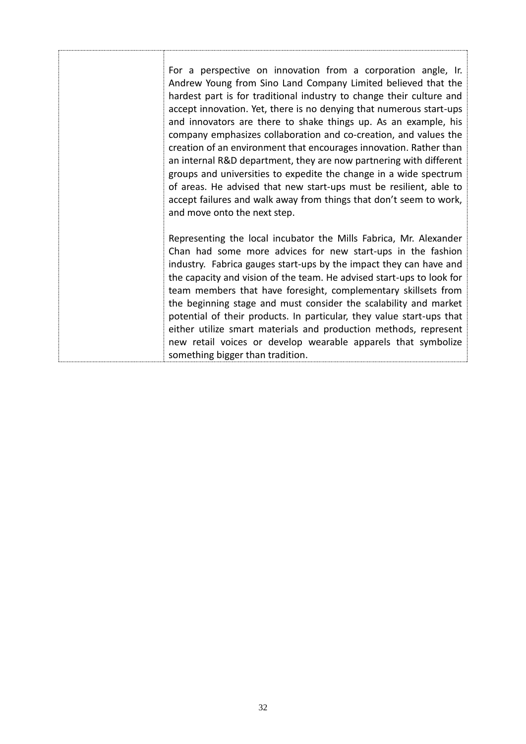For a perspective on innovation from a corporation angle, Ir. Andrew Young from Sino Land Company Limited believed that the hardest part is for traditional industry to change their culture and accept innovation. Yet, there is no denying that numerous start-ups and innovators are there to shake things up. As an example, his company emphasizes collaboration and co-creation, and values the creation of an environment that encourages innovation. Rather than an internal R&D department, they are now partnering with different groups and universities to expedite the change in a wide spectrum of areas. He advised that new start-ups must be resilient, able to accept failures and walk away from things that don't seem to work, and move onto the next step.

Representing the local incubator the Mills Fabrica, Mr. Alexander Chan had some more advices for new start-ups in the fashion industry. Fabrica gauges start-ups by the impact they can have and the capacity and vision of the team. He advised start-ups to look for team members that have foresight, complementary skillsets from the beginning stage and must consider the scalability and market potential of their products. In particular, they value start-ups that either utilize smart materials and production methods, represent new retail voices or develop wearable apparels that symbolize something bigger than tradition.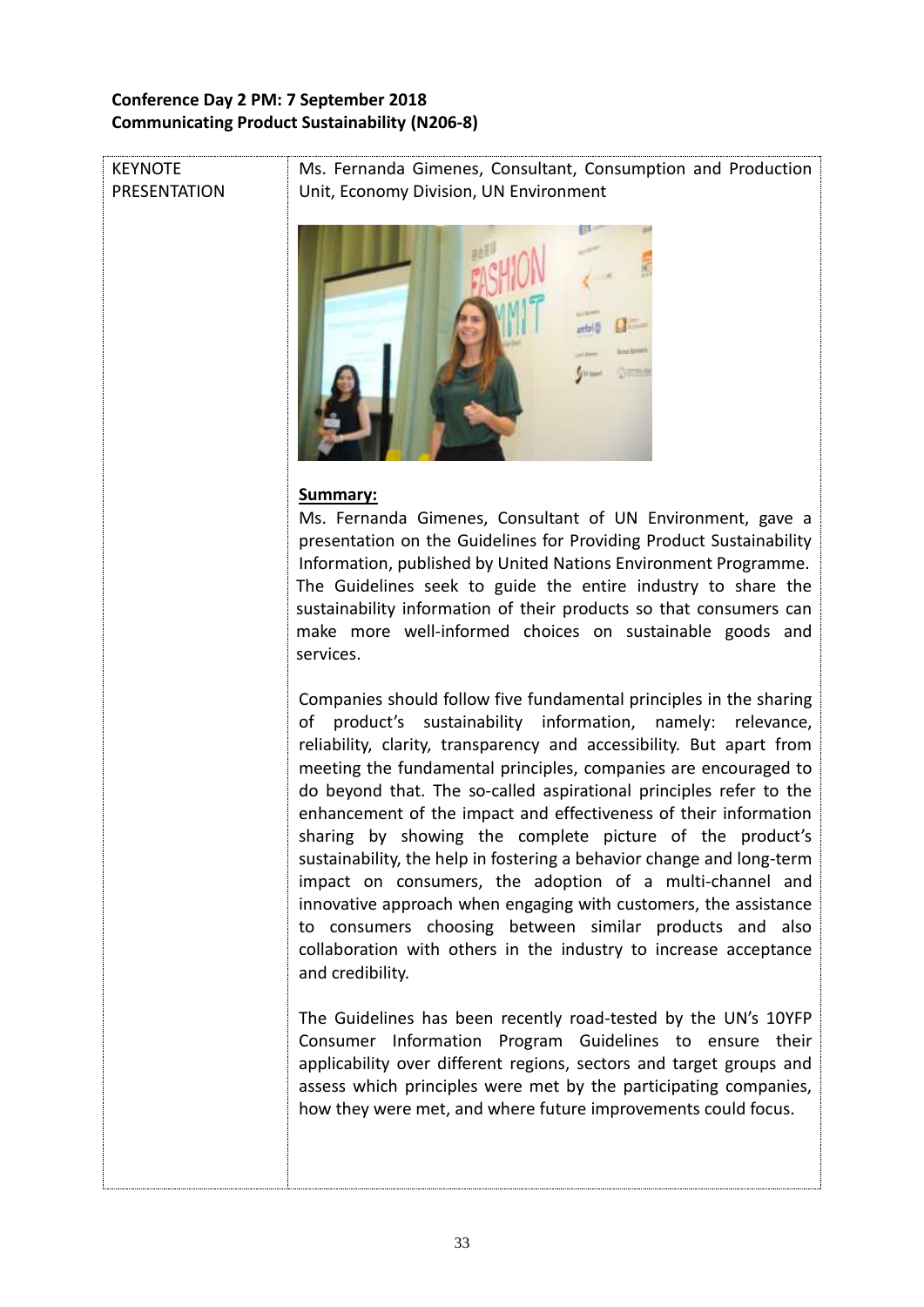**Conference Day 2 PM: 7 September 2018**
**Communicating Product Sustainability (N206-8)**

| | |
|---|---|
| KEYNOTE PRESENTATION | Ms. Fernanda Gimenes, Consultant, Consumption and Production Unit, Economy Division, UN Environment<br><br>**Summary:**<br>Ms. Fernanda Gimenes, Consultant of UN Environment, gave a presentation on the Guidelines for Providing Product Sustainability Information, published by United Nations Environment Programme. The Guidelines seek to guide the entire industry to share the sustainability information of their products so that consumers can make more well-informed choices on sustainable goods and services.<br><br>Companies should follow five fundamental principles in the sharing of product's sustainability information, namely: relevance, reliability, clarity, transparency and accessibility. But apart from meeting the fundamental principles, companies are encouraged to do beyond that. The so-called aspirational principles refer to the enhancement of the impact and effectiveness of their information sharing by showing the complete picture of the product's sustainability, the help in fostering a behavior change and long-term impact on consumers, the adoption of a multi-channel and innovative approach when engaging with customers, the assistance to consumers choosing between similar products and also collaboration with others in the industry to increase acceptance and credibility.<br><br>The Guidelines has been recently road-tested by the UN's 10YFP Consumer Information Program Guidelines to ensure their applicability over different regions, sectors and target groups and assess which principles were met by the participating companies, how they were met, and where future improvements could focus. |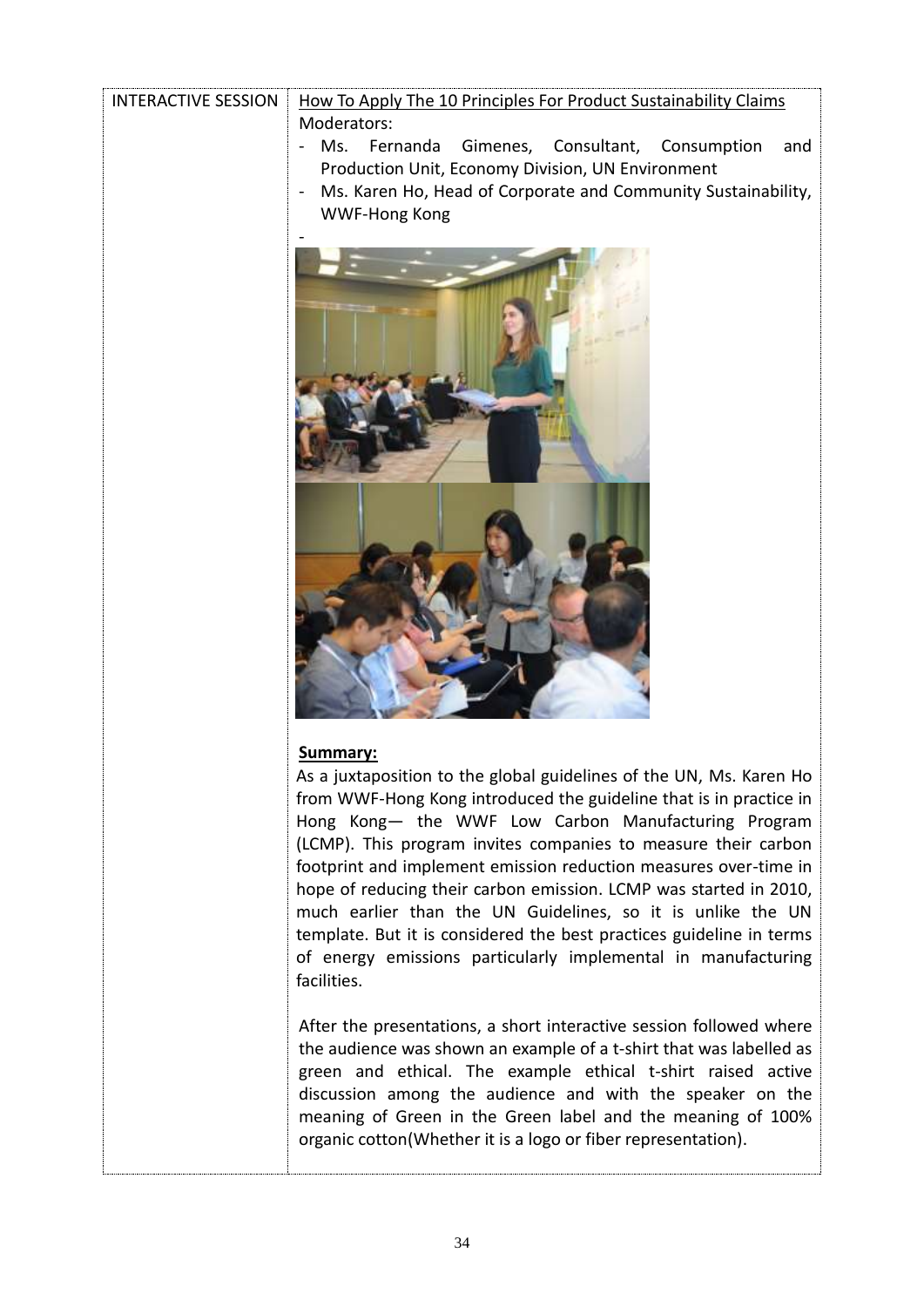| | |
|---|---|
| INTERACTIVE SESSION | How To Apply The 10 Principles For Product Sustainability Claims<br>Moderators:<br>- Ms. Fernanda Gimenes, Consultant, Consumption and Production Unit, Economy Division, UN Environment<br>- Ms. Karen Ho, Head of Corporate and Community Sustainability, WWF-Hong Kong<br>-<br><br>**Summary:**<br>As a juxtaposition to the global guidelines of the UN, Ms. Karen Ho from WWF-Hong Kong introduced the guideline that is in practice in Hong Kong— the WWF Low Carbon Manufacturing Program (LCMP). This program invites companies to measure their carbon footprint and implement emission reduction measures over-time in hope of reducing their carbon emission. LCMP was started in 2010, much earlier than the UN Guidelines, so it is unlike the UN template. But it is considered the best practices guideline in terms of energy emissions particularly implemental in manufacturing facilities.<br><br>After the presentations, a short interactive session followed where the audience was shown an example of a t-shirt that was labelled as green and ethical. The example ethical t-shirt raised active discussion among the audience and with the speaker on the meaning of Green in the Green label and the meaning of 100% organic cotton(Whether it is a logo or fiber representation). |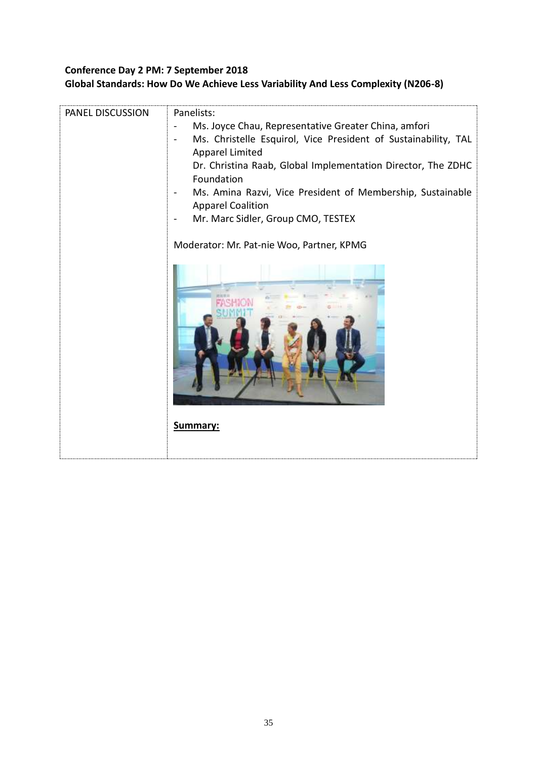**Conference Day 2 PM: 7 September 2018**
**Global Standards: How Do We Achieve Less Variability And Less Complexity (N206-8)**

| PANEL DISCUSSION | Panelists:<br>- Ms. Joyce Chau, Representative Greater China, amfori<br>- Ms. Christelle Esquirol, Vice President of Sustainability, TAL Apparel Limited<br>Dr. Christina Raab, Global Implementation Director, The ZDHC Foundation<br>- Ms. Amina Razvi, Vice President of Membership, Sustainable Apparel Coalition<br>- Mr. Marc Sidler, Group CMO, TESTEX<br><br>Moderator: Mr. Pat-nie Woo, Partner, KPMG<br><br>**Summary:** |
|---|---|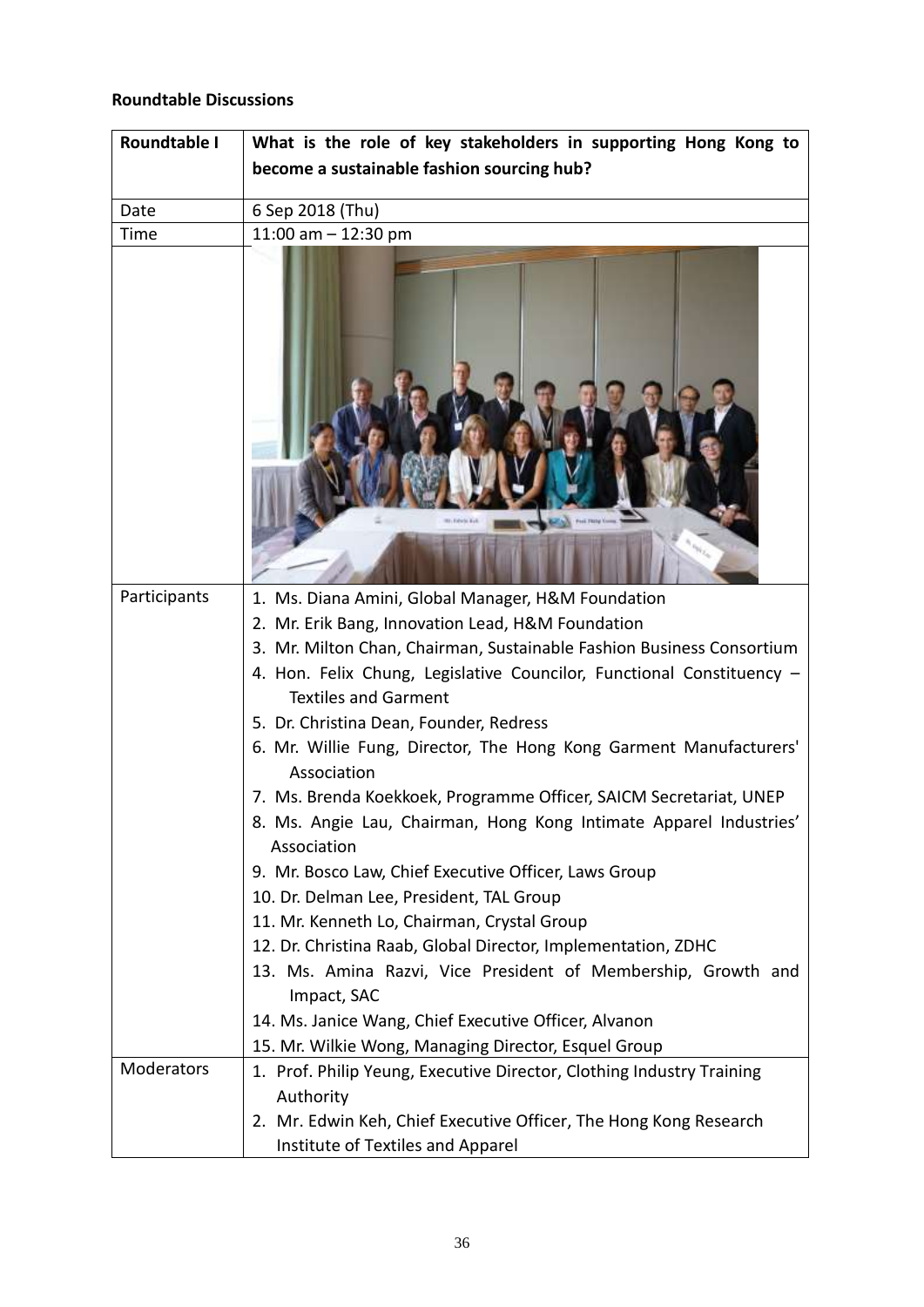**Roundtable Discussions**

| | |
|---|---|
| **Roundtable I** | **What is the role of key stakeholders in supporting Hong Kong to become a sustainable fashion sourcing hub?** |
| Date | 6 Sep 2018 (Thu) |
| Time | 11:00 am – 12:30 pm |
| | |
| Participants | 1. Ms. Diana Amini, Global Manager, H&M Foundation<br>2. Mr. Erik Bang, Innovation Lead, H&M Foundation<br>3. Mr. Milton Chan, Chairman, Sustainable Fashion Business Consortium<br>4. Hon. Felix Chung, Legislative Councilor, Functional Constituency – Textiles and Garment<br>5. Dr. Christina Dean, Founder, Redress<br>6. Mr. Willie Fung, Director, The Hong Kong Garment Manufacturers' Association<br>7. Ms. Brenda Koekkoek, Programme Officer, SAICM Secretariat, UNEP<br>8. Ms. Angie Lau, Chairman, Hong Kong Intimate Apparel Industries' Association<br>9. Mr. Bosco Law, Chief Executive Officer, Laws Group<br>10. Dr. Delman Lee, President, TAL Group<br>11. Mr. Kenneth Lo, Chairman, Crystal Group<br>12. Dr. Christina Raab, Global Director, Implementation, ZDHC<br>13. Ms. Amina Razvi, Vice President of Membership, Growth and Impact, SAC<br>14. Ms. Janice Wang, Chief Executive Officer, Alvanon<br>15. Mr. Wilkie Wong, Managing Director, Esquel Group |
| Moderators | 1. Prof. Philip Yeung, Executive Director, Clothing Industry Training Authority<br>2. Mr. Edwin Keh, Chief Executive Officer, The Hong Kong Research Institute of Textiles and Apparel |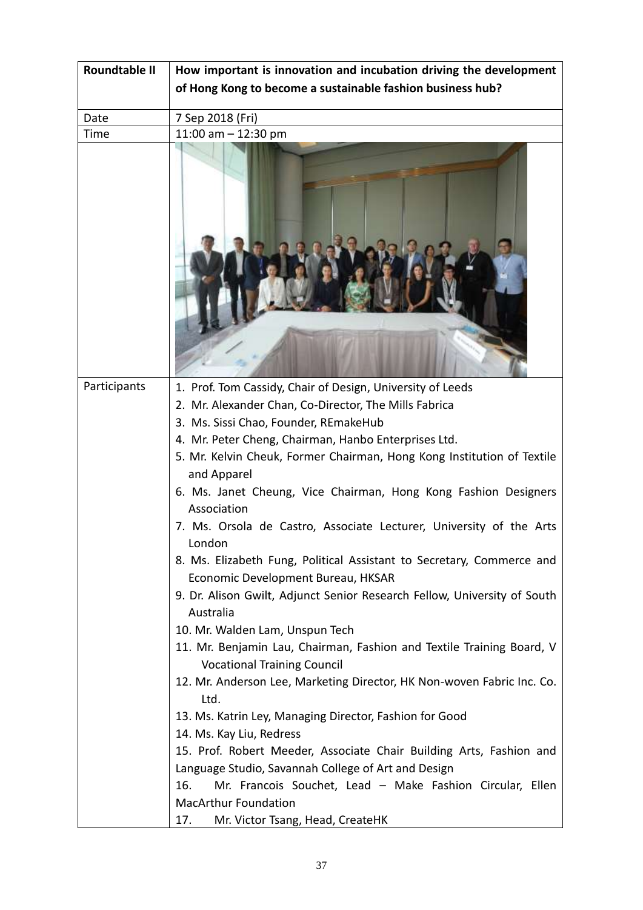| Roundtable II | How important is innovation and incubation driving the development of Hong Kong to become a sustainable fashion business hub? |
| --- | --- |
| Date | 7 Sep 2018 (Fri) |
| Time | 11:00 am – 12:30 pm |
| | |
| Participants | 1. Prof. Tom Cassidy, Chair of Design, University of Leeds<br>2. Mr. Alexander Chan, Co-Director, The Mills Fabrica<br>3. Ms. Sissi Chao, Founder, REmakeHub<br>4. Mr. Peter Cheng, Chairman, Hanbo Enterprises Ltd.<br>5. Mr. Kelvin Cheuk, Former Chairman, Hong Kong Institution of Textile and Apparel<br>6. Ms. Janet Cheung, Vice Chairman, Hong Kong Fashion Designers Association<br>7. Ms. Orsola de Castro, Associate Lecturer, University of the Arts London<br>8. Ms. Elizabeth Fung, Political Assistant to Secretary, Commerce and Economic Development Bureau, HKSAR<br>9. Dr. Alison Gwilt, Adjunct Senior Research Fellow, University of South Australia<br>10. Mr. Walden Lam, Unspun Tech<br>11. Mr. Benjamin Lau, Chairman, Fashion and Textile Training Board, V Vocational Training Council<br>12. Mr. Anderson Lee, Marketing Director, HK Non-woven Fabric Inc. Co. Ltd.<br>13. Ms. Katrin Ley, Managing Director, Fashion for Good<br>14. Ms. Kay Liu, Redress<br>15. Prof. Robert Meeder, Associate Chair Building Arts, Fashion and Language Studio, Savannah College of Art and Design<br>16. Mr. Francois Souchet, Lead – Make Fashion Circular, Ellen MacArthur Foundation<br>17. Mr. Victor Tsang, Head, CreateHK |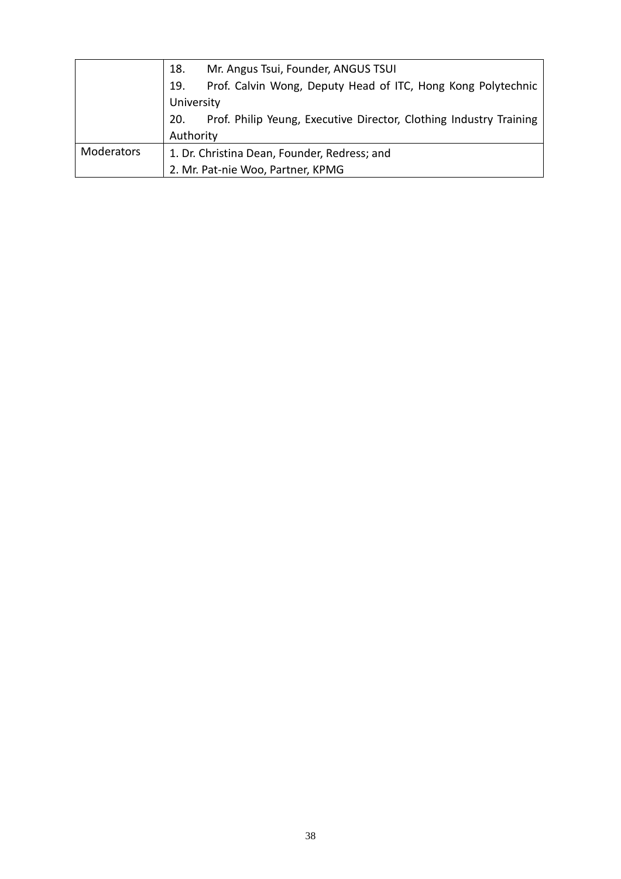| | |
|---|---|
| | 18. Mr. Angus Tsui, Founder, ANGUS TSUI<br>19. Prof. Calvin Wong, Deputy Head of ITC, Hong Kong Polytechnic University<br>20. Prof. Philip Yeung, Executive Director, Clothing Industry Training Authority |
| Moderators | 1. Dr. Christina Dean, Founder, Redress; and<br>2. Mr. Pat-nie Woo, Partner, KPMG |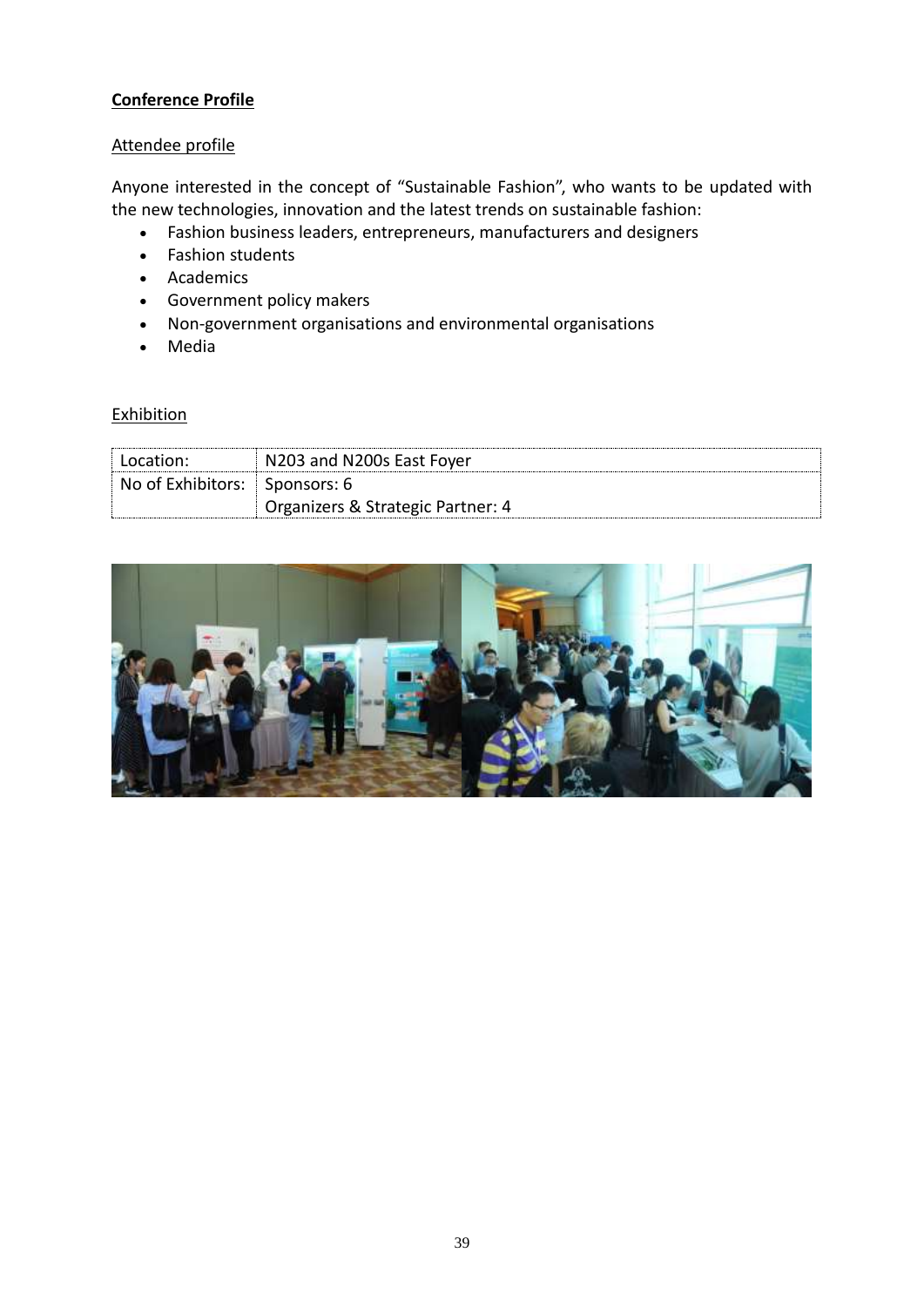**Conference Profile**

Attendee profile

Anyone interested in the concept of "Sustainable Fashion", who wants to be updated with the new technologies, innovation and the latest trends on sustainable fashion:

- Fashion business leaders, entrepreneurs, manufacturers and designers
- Fashion students
- Academics
- Government policy makers
- Non-government organisations and environmental organisations
- Media

Exhibition

| | |
|---|---|
| Location: | N203 and N200s East Foyer |
| No of Exhibitors: | Sponsors: 6<br>Organizers & Strategic Partner: 4 |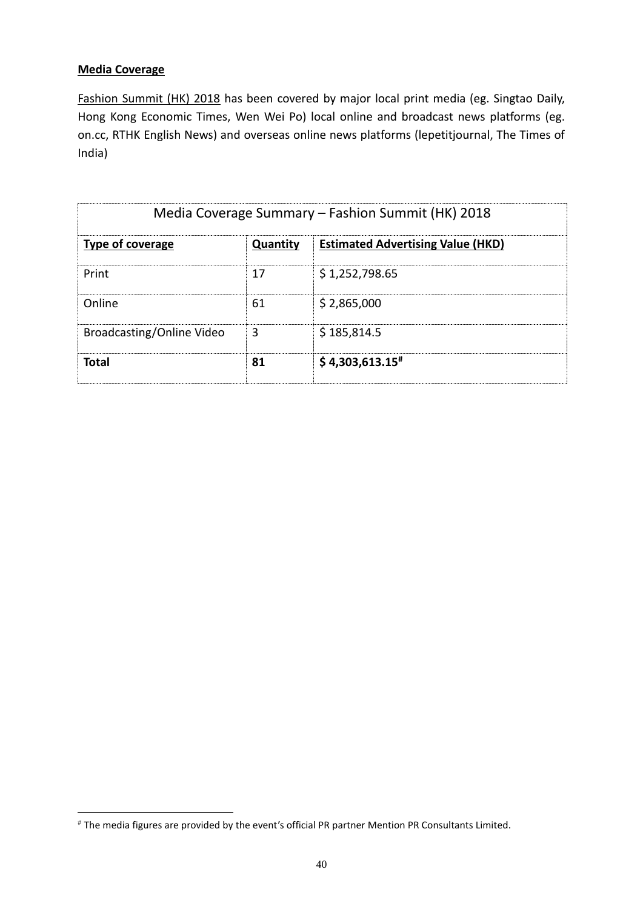**Media Coverage**

Fashion Summit (HK) 2018 has been covered by major local print media (eg. Singtao Daily, Hong Kong Economic Times, Wen Wei Po) local online and broadcast news platforms (eg. on.cc, RTHK English News) and overseas online news platforms (lepetitjournal, The Times of India)

| Media Coverage Summary – Fashion Summit (HK) 2018 | | |
|---|---|---|
| **Type of coverage** | **Quantity** | **Estimated Advertising Value (HKD)** |
| Print | 17 | $ 1,252,798.65 |
| Online | 61 | $ 2,865,000 |
| Broadcasting/Online Video | 3 | $ 185,814.5 |
| **Total** | **81** | **$ 4,303,613.15**[#] |

[#] The media figures are provided by the event's official PR partner Mention PR Consultants Limited.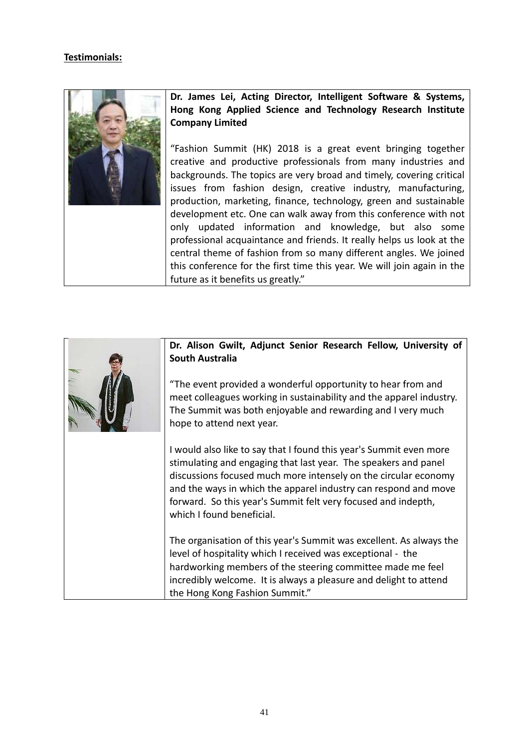**Testimonials:**

**Dr. James Lei, Acting Director, Intelligent Software & Systems, Hong Kong Applied Science and Technology Research Institute Company Limited**

"Fashion Summit (HK) 2018 is a great event bringing together creative and productive professionals from many industries and backgrounds. The topics are very broad and timely, covering critical issues from fashion design, creative industry, manufacturing, production, marketing, finance, technology, green and sustainable development etc. One can walk away from this conference with not only updated information and knowledge, but also some professional acquaintance and friends. It really helps us look at the central theme of fashion from so many different angles. We joined this conference for the first time this year. We will join again in the future as it benefits us greatly."

**Dr. Alison Gwilt, Adjunct Senior Research Fellow, University of South Australia**

"The event provided a wonderful opportunity to hear from and meet colleagues working in sustainability and the apparel industry. The Summit was both enjoyable and rewarding and I very much hope to attend next year.

I would also like to say that I found this year's Summit even more stimulating and engaging that last year. The speakers and panel discussions focused much more intensely on the circular economy and the ways in which the apparel industry can respond and move forward. So this year's Summit felt very focused and indepth, which I found beneficial.

The organisation of this year's Summit was excellent. As always the level of hospitality which I received was exceptional - the hardworking members of the steering committee made me feel incredibly welcome. It is always a pleasure and delight to attend the Hong Kong Fashion Summit."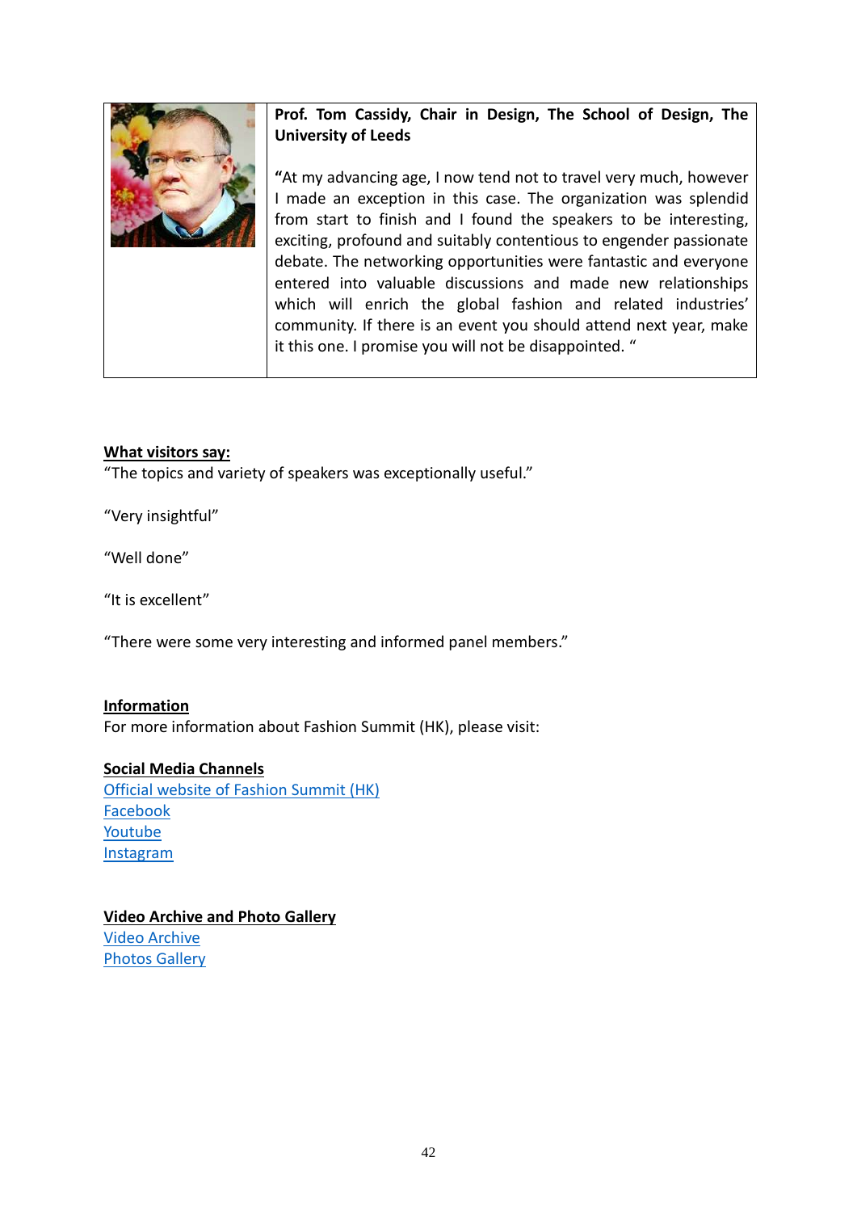| | |
|---|---|
| | **Prof. Tom Cassidy, Chair in Design, The School of Design, The University of Leeds**<br><br>**"**At my advancing age, I now tend not to travel very much, however I made an exception in this case. The organization was splendid from start to finish and I found the speakers to be interesting, exciting, profound and suitably contentious to engender passionate debate. The networking opportunities were fantastic and everyone entered into valuable discussions and made new relationships which will enrich the global fashion and related industries' community. If there is an event you should attend next year, make it this one. I promise you will not be disappointed. " |

**What visitors say:**

"The topics and variety of speakers was exceptionally useful."

"Very insightful"

"Well done"

"It is excellent"

"There were some very interesting and informed panel members."

**Information**

For more information about Fashion Summit (HK), please visit:

**Social Media Channels**

Official website of Fashion Summit (HK)
Facebook
Youtube
Instagram

**Video Archive and Photo Gallery**

Video Archive
Photos Gallery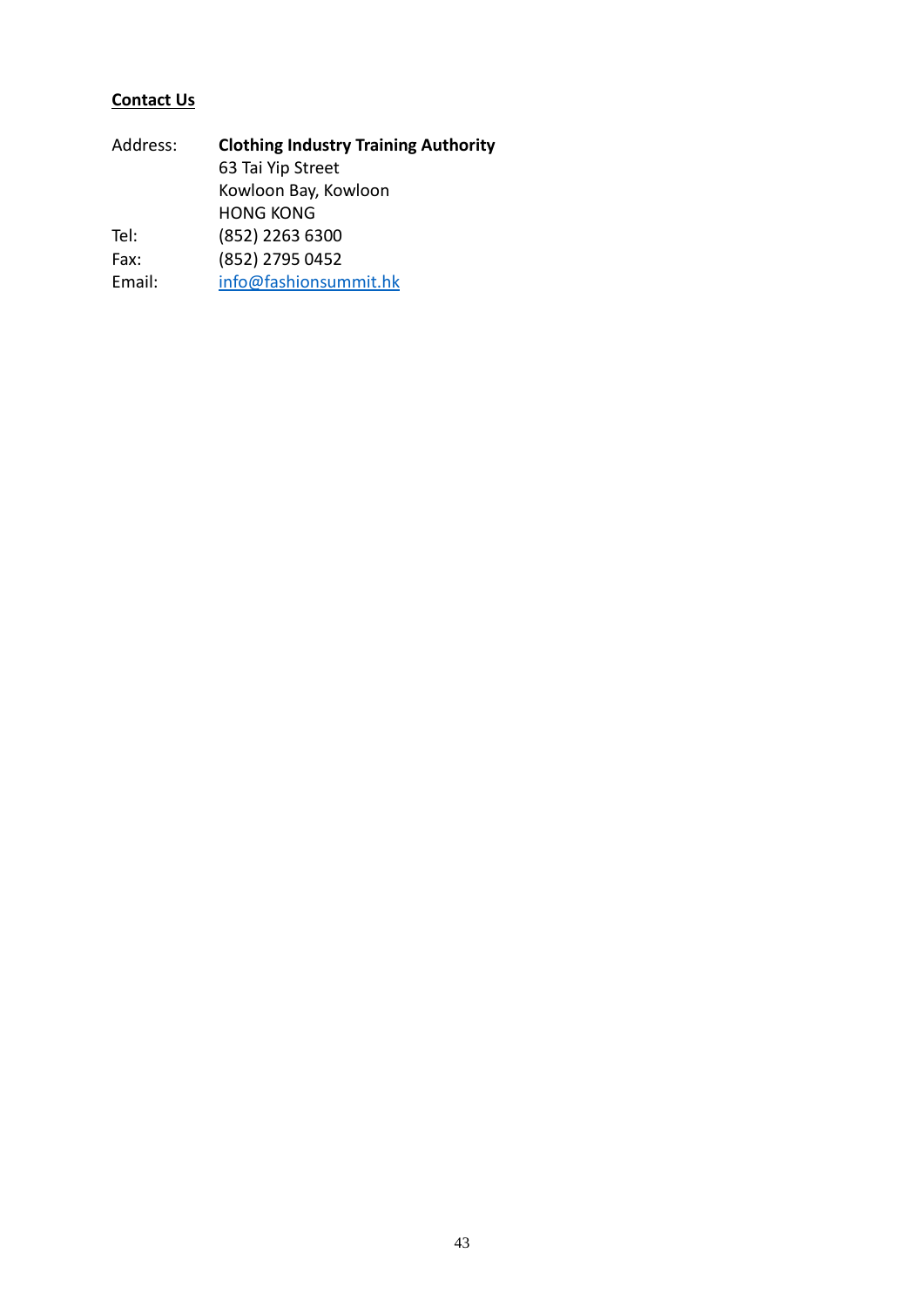**Contact Us**

| | |
|---|---|
| Address: | **Clothing Industry Training Authority**<br>63 Tai Yip Street<br>Kowloon Bay, Kowloon<br>HONG KONG |
| Tel: | (852) 2263 6300 |
| Fax: | (852) 2795 0452 |
| Email: | info@fashionsummit.hk |